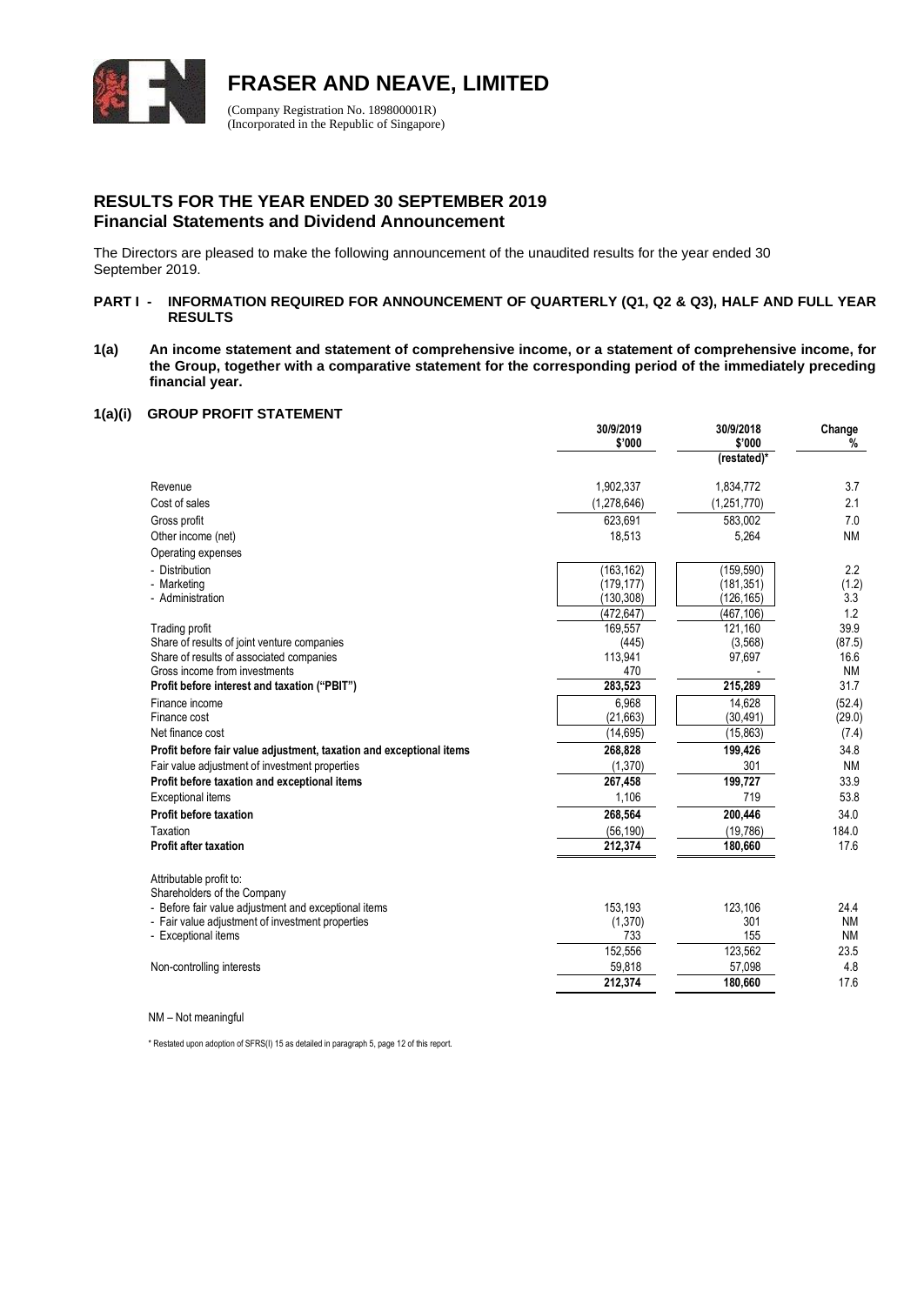# FRASER AND NEAVE, LIMITED

(Company Registration No. 189800001R)
(Incorporated in the Republic of Singapore)

## RESULTS FOR THE YEAR ENDED 30 SEPTEMBER 2019
### Financial Statements and Dividend Announcement

The Directors are pleased to make the following announcement of the unaudited results for the year ended 30 September 2019.

**PART I - INFORMATION REQUIRED FOR ANNOUNCEMENT OF QUARTERLY (Q1, Q2 & Q3), HALF AND FULL YEAR RESULTS**

**1(a) An income statement and statement of comprehensive income, or a statement of comprehensive income, for the Group, together with a comparative statement for the corresponding period of the immediately preceding financial year.**

**1(a)(i) GROUP PROFIT STATEMENT**

| | 30/9/2019 $'000 | 30/9/2018 $'000 (restated)* | Change % |
|---|---|---|---|
| Revenue | 1,902,337 | 1,834,772 | 3.7 |
| Cost of sales | (1,278,646) | (1,251,770) | 2.1 |
| Gross profit | 623,691 | 583,002 | 7.0 |
| Other income (net) | 18,513 | 5,264 | NM |
| Operating expenses | | | |
| - Distribution | (163,162) | (159,590) | 2.2 |
| - Marketing | (179,177) | (181,351) | (1.2) |
| - Administration | (130,308) | (126,165) | 3.3 |
| | (472,647) | (467,106) | 1.2 |
| Trading profit | 169,557 | 121,160 | 39.9 |
| Share of results of joint venture companies | (445) | (3,568) | (87.5) |
| Share of results of associated companies | 113,941 | 97,697 | 16.6 |
| Gross income from investments | 470 | - | NM |
| **Profit before interest and taxation ("PBIT")** | **283,523** | **215,289** | 31.7 |
| Finance income | 6,968 | 14,628 | (52.4) |
| Finance cost | (21,663) | (30,491) | (29.0) |
| Net finance cost | (14,695) | (15,863) | (7.4) |
| **Profit before fair value adjustment, taxation and exceptional items** | **268,828** | **199,426** | 34.8 |
| Fair value adjustment of investment properties | (1,370) | 301 | NM |
| **Profit before taxation and exceptional items** | **267,458** | **199,727** | 33.9 |
| Exceptional items | 1,106 | 719 | 53.8 |
| **Profit before taxation** | **268,564** | **200,446** | 34.0 |
| Taxation | (56,190) | (19,786) | 184.0 |
| **Profit after taxation** | **212,374** | **180,660** | 17.6 |
| | | | |
| Attributable profit to: | | | |
| Shareholders of the Company | | | |
| - Before fair value adjustment and exceptional items | 153,193 | 123,106 | 24.4 |
| - Fair value adjustment of investment properties | (1,370) | 301 | NM |
| - Exceptional items | 733 | 155 | NM |
| | 152,556 | 123,562 | 23.5 |
| Non-controlling interests | 59,818 | 57,098 | 4.8 |
| | **212,374** | **180,660** | 17.6 |

NM – Not meaningful

\* Restated upon adoption of SFRS(I) 15 as detailed in paragraph 5, page 12 of this report.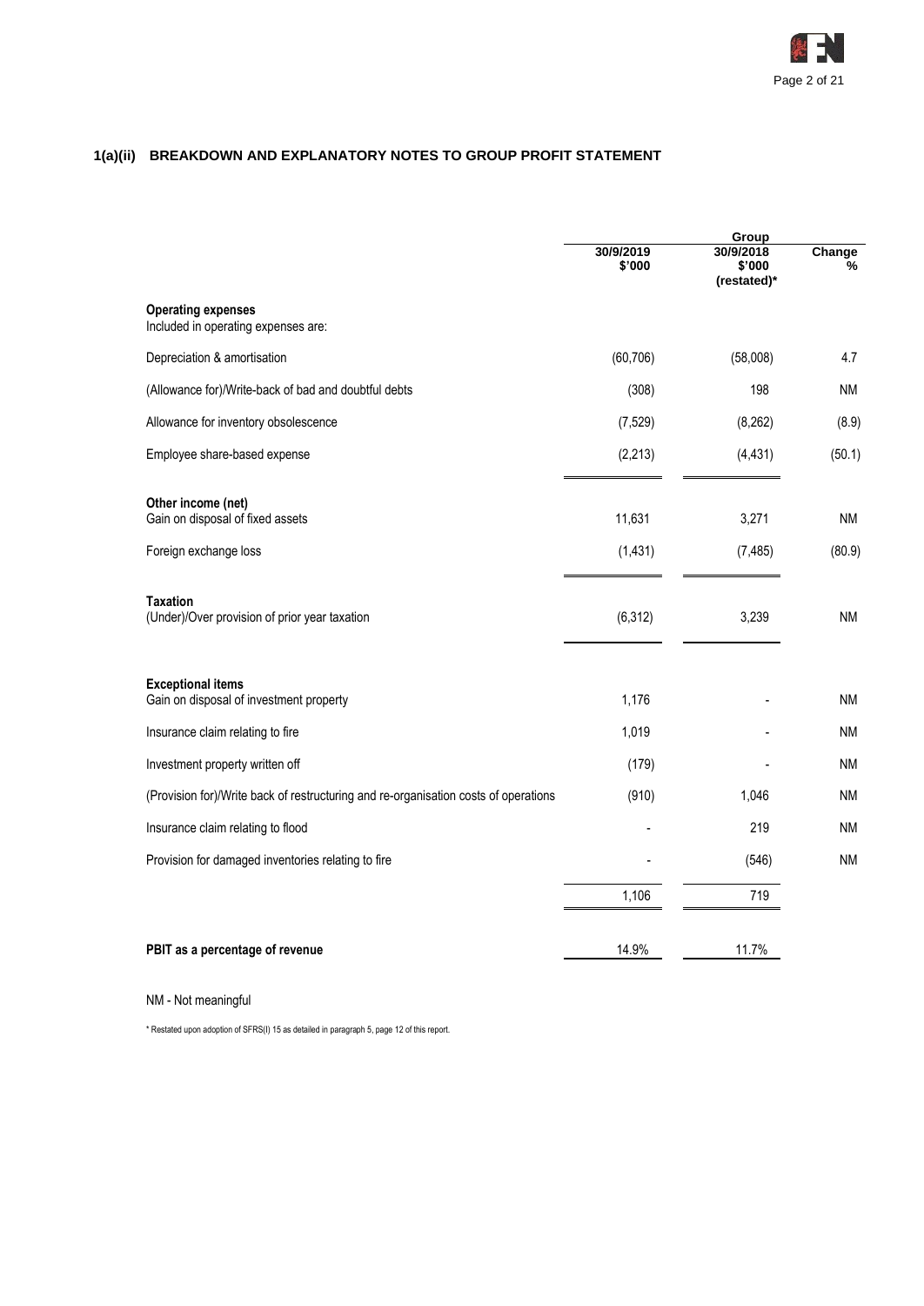### 1(a)(ii) BREAKDOWN AND EXPLANATORY NOTES TO GROUP PROFIT STATEMENT

| | Group | | |
|---|---|---|---|
| | 30/9/2019 $'000 | 30/9/2018 $'000 (restated)* | Change % |
| **Operating expenses** | | | |
| Included in operating expenses are: | | | |
| Depreciation & amortisation | (60,706) | (58,008) | 4.7 |
| (Allowance for)/Write-back of bad and doubtful debts | (308) | 198 | NM |
| Allowance for inventory obsolescence | (7,529) | (8,262) | (8.9) |
| Employee share-based expense | (2,213) | (4,431) | (50.1) |
| **Other income (net)** | | | |
| Gain on disposal of fixed assets | 11,631 | 3,271 | NM |
| Foreign exchange loss | (1,431) | (7,485) | (80.9) |
| **Taxation** | | | |
| (Under)/Over provision of prior year taxation | (6,312) | 3,239 | NM |
| **Exceptional items** | | | |
| Gain on disposal of investment property | 1,176 | - | NM |
| Insurance claim relating to fire | 1,019 | - | NM |
| Investment property written off | (179) | - | NM |
| (Provision for)/Write back of restructuring and re-organisation costs of operations | (910) | 1,046 | NM |
| Insurance claim relating to flood | - | 219 | NM |
| Provision for damaged inventories relating to fire | - | (546) | NM |
| | 1,106 | 719 | |
| **PBIT as a percentage of revenue** | 14.9% | 11.7% | |

NM - Not meaningful

* Restated upon adoption of SFRS(I) 15 as detailed in paragraph 5, page 12 of this report.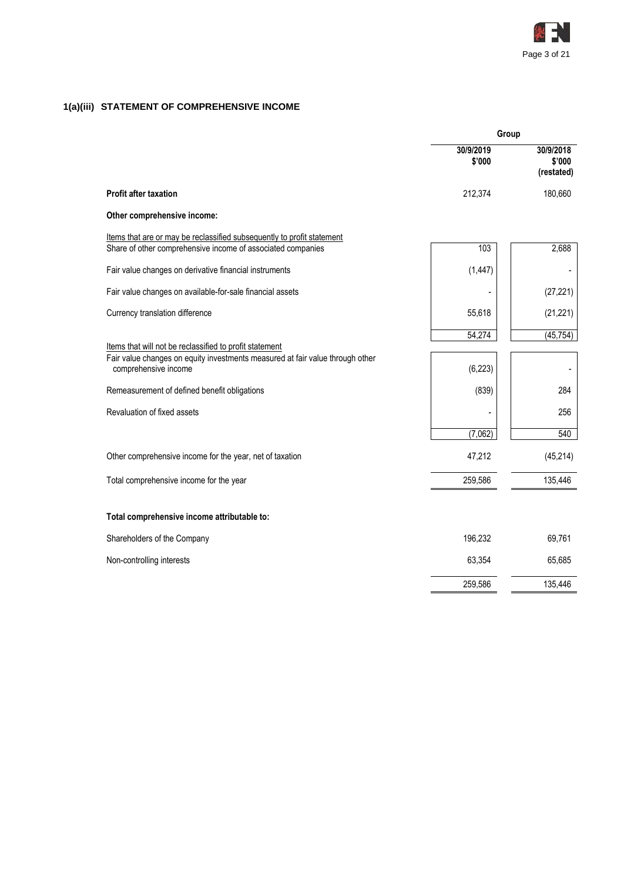## 1(a)(iii) STATEMENT OF COMPREHENSIVE INCOME

| | Group | |
|---|---|---|
| | 30/9/2019<br>$'000 | 30/9/2018<br>$'000<br>(restated) |
| **Profit after taxation** | 212,374 | 180,660 |
| **Other comprehensive income:** | | |
| Items that are or may be reclassified subsequently to profit statement | | |
| Share of other comprehensive income of associated companies | 103 | 2,688 |
| Fair value changes on derivative financial instruments | (1,447) | - |
| Fair value changes on available-for-sale financial assets | - | (27,221) |
| Currency translation difference | 55,618 | (21,221) |
| | 54,274 | (45,754) |
| Items that will not be reclassified to profit statement | | |
| Fair value changes on equity investments measured at fair value through other comprehensive income | (6,223) | - |
| Remeasurement of defined benefit obligations | (839) | 284 |
| Revaluation of fixed assets | - | 256 |
| | (7,062) | 540 |
| Other comprehensive income for the year, net of taxation | 47,212 | (45,214) |
| Total comprehensive income for the year | 259,586 | 135,446 |
| **Total comprehensive income attributable to:** | | |
| Shareholders of the Company | 196,232 | 69,761 |
| Non-controlling interests | 63,354 | 65,685 |
| | 259,586 | 135,446 |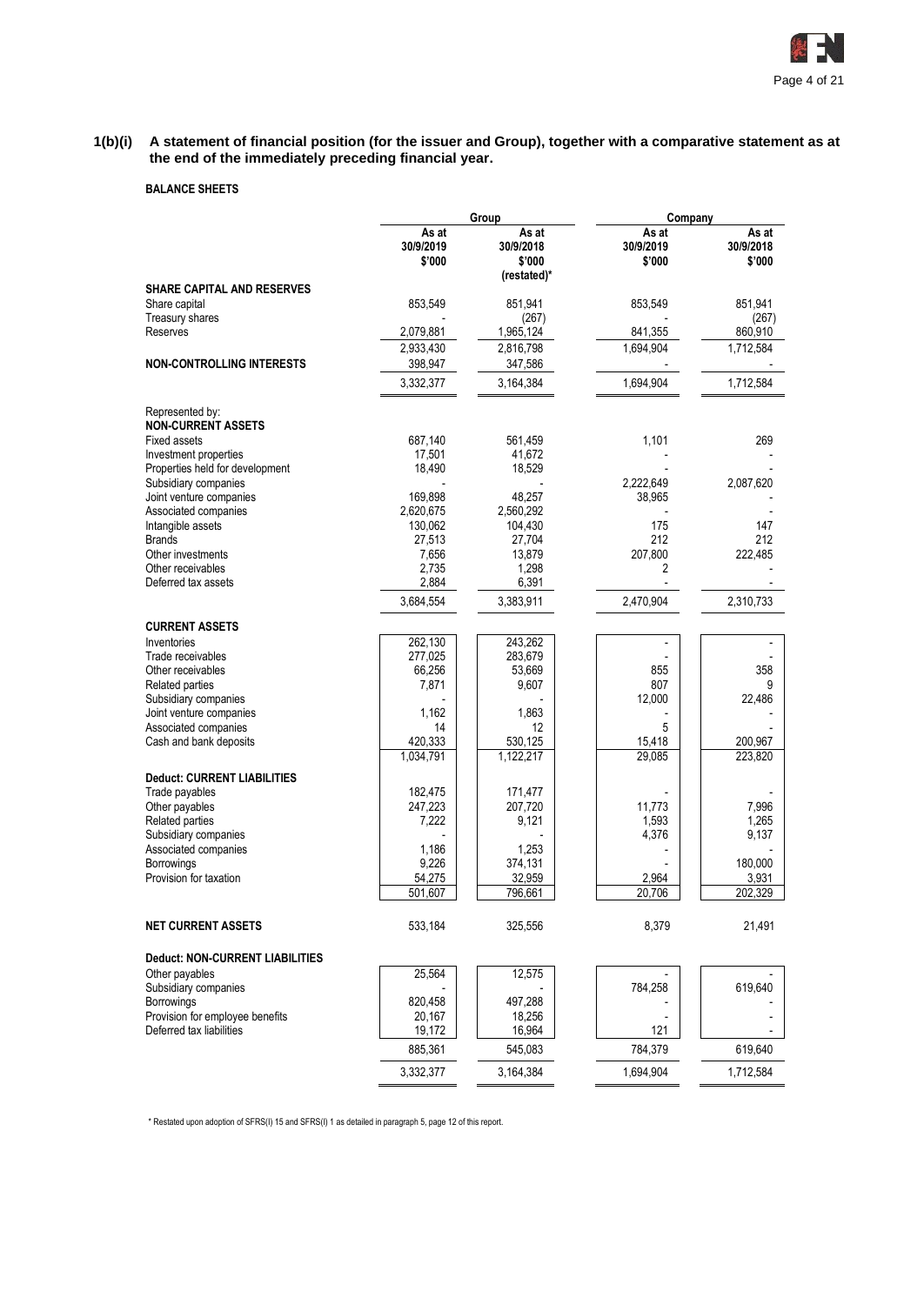**1(b)(i) A statement of financial position (for the issuer and Group), together with a comparative statement as at the end of the immediately preceding financial year.**

**BALANCE SHEETS**

| | Group | | Company | |
|---|---|---|---|---|
| | As at 30/9/2019 $'000 | As at 30/9/2018 $'000 (restated)* | As at 30/9/2019 $'000 | As at 30/9/2018 $'000 |
| **SHARE CAPITAL AND RESERVES** | | | | |
| Share capital | 853,549 | 851,941 | 853,549 | 851,941 |
| Treasury shares | - | (267) | - | (267) |
| Reserves | 2,079,881 | 1,965,124 | 841,355 | 860,910 |
| | 2,933,430 | 2,816,798 | 1,694,904 | 1,712,584 |
| **NON-CONTROLLING INTERESTS** | 398,947 | 347,586 | - | - |
| | 3,332,377 | 3,164,384 | 1,694,904 | 1,712,584 |
| Represented by: | | | | |
| **NON-CURRENT ASSETS** | | | | |
| Fixed assets | 687,140 | 561,459 | 1,101 | 269 |
| Investment properties | 17,501 | 41,672 | - | - |
| Properties held for development | 18,490 | 18,529 | - | - |
| Subsidiary companies | - | - | 2,222,649 | 2,087,620 |
| Joint venture companies | 169,898 | 48,257 | 38,965 | - |
| Associated companies | 2,620,675 | 2,560,292 | - | - |
| Intangible assets | 130,062 | 104,430 | 175 | 147 |
| Brands | 27,513 | 27,704 | 212 | 212 |
| Other investments | 7,656 | 13,879 | 207,800 | 222,485 |
| Other receivables | 2,735 | 1,298 | 2 | - |
| Deferred tax assets | 2,884 | 6,391 | - | - |
| | 3,684,554 | 3,383,911 | 2,470,904 | 2,310,733 |
| **CURRENT ASSETS** | | | | |
| Inventories | 262,130 | 243,262 | - | - |
| Trade receivables | 277,025 | 283,679 | - | - |
| Other receivables | 66,256 | 53,669 | 855 | 358 |
| Related parties | 7,871 | 9,607 | 807 | 9 |
| Subsidiary companies | - | - | 12,000 | 22,486 |
| Joint venture companies | 1,162 | 1,863 | - | - |
| Associated companies | 14 | 12 | 5 | - |
| Cash and bank deposits | 420,333 | 530,125 | 15,418 | 200,967 |
| | 1,034,791 | 1,122,217 | 29,085 | 223,820 |
| **Deduct: CURRENT LIABILITIES** | | | | |
| Trade payables | 182,475 | 171,477 | - | - |
| Other payables | 247,223 | 207,720 | 11,773 | 7,996 |
| Related parties | 7,222 | 9,121 | 1,593 | 1,265 |
| Subsidiary companies | - | - | 4,376 | 9,137 |
| Associated companies | 1,186 | 1,253 | - | - |
| Borrowings | 9,226 | 374,131 | - | 180,000 |
| Provision for taxation | 54,275 | 32,959 | 2,964 | 3,931 |
| | 501,607 | 796,661 | 20,706 | 202,329 |
| **NET CURRENT ASSETS** | 533,184 | 325,556 | 8,379 | 21,491 |
| **Deduct: NON-CURRENT LIABILITIES** | | | | |
| Other payables | 25,564 | 12,575 | - | - |
| Subsidiary companies | - | - | 784,258 | 619,640 |
| Borrowings | 820,458 | 497,288 | - | - |
| Provision for employee benefits | 20,167 | 18,256 | - | - |
| Deferred tax liabilities | 19,172 | 16,964 | 121 | - |
| | 885,361 | 545,083 | 784,379 | 619,640 |
| | 3,332,377 | 3,164,384 | 1,694,904 | 1,712,584 |

\* Restated upon adoption of SFRS(I) 15 and SFRS(I) 1 as detailed in paragraph 5, page 12 of this report.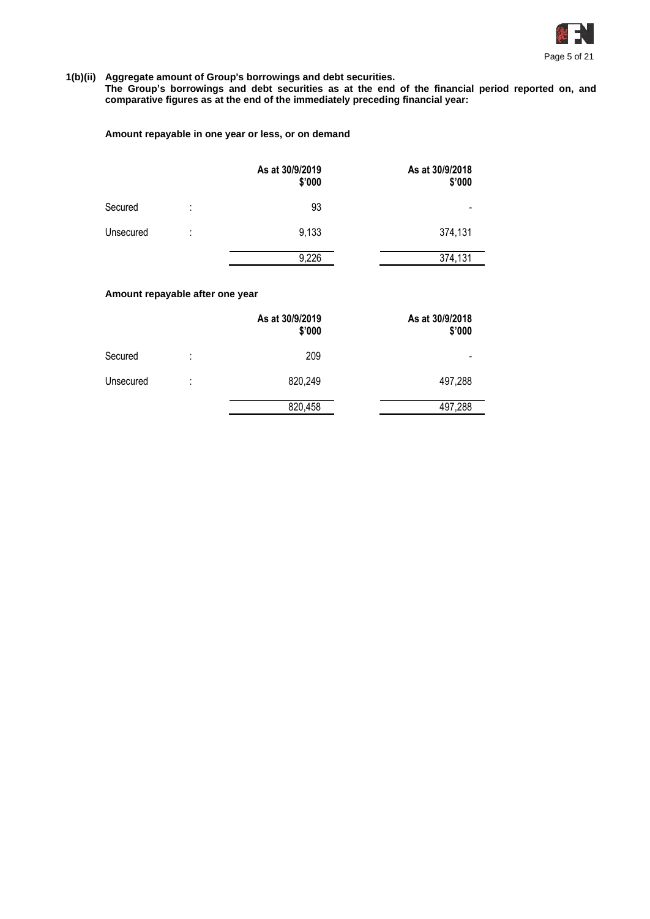**1(b)(ii) Aggregate amount of Group's borrowings and debt securities.**

**The Group's borrowings and debt securities as at the end of the financial period reported on, and comparative figures as at the end of the immediately preceding financial year:**

**Amount repayable in one year or less, or on demand**

| | | As at 30/9/2019<br>$'000 | As at 30/9/2018<br>$'000 |
|---|---|---|---|
| Secured | : | 93 | - |
| Unsecured | : | 9,133 | 374,131 |
| | | 9,226 | 374,131 |

**Amount repayable after one year**

| | | As at 30/9/2019<br>$'000 | As at 30/9/2018<br>$'000 |
|---|---|---|---|
| Secured | : | 209 | - |
| Unsecured | : | 820,249 | 497,288 |
| | | 820,458 | 497,288 |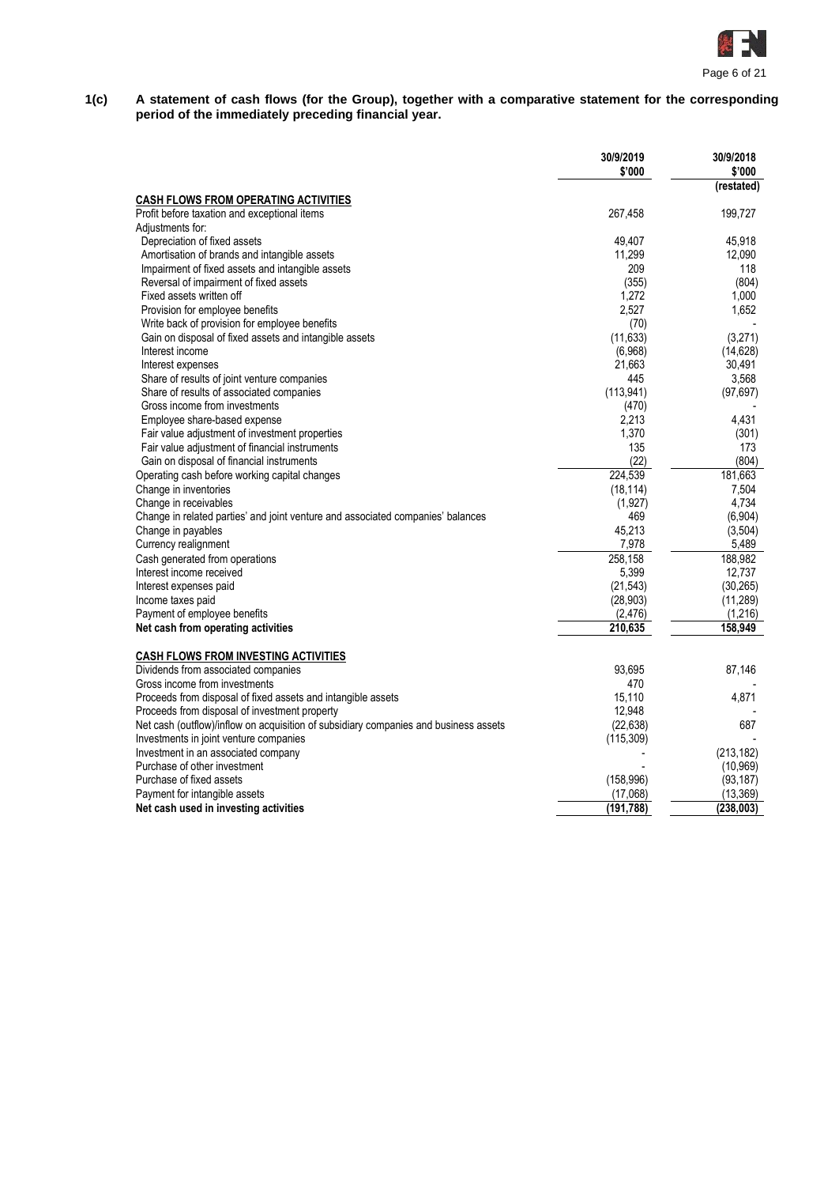**1(c) A statement of cash flows (for the Group), together with a comparative statement for the corresponding period of the immediately preceding financial year.**

| | 30/9/2019 $'000 | 30/9/2018 $'000 (restated) |
|---|---|---|
| **CASH FLOWS FROM OPERATING ACTIVITIES** | | |
| Profit before taxation and exceptional items | 267,458 | 199,727 |
| Adjustments for: | | |
| Depreciation of fixed assets | 49,407 | 45,918 |
| Amortisation of brands and intangible assets | 11,299 | 12,090 |
| Impairment of fixed assets and intangible assets | 209 | 118 |
| Reversal of impairment of fixed assets | (355) | (804) |
| Fixed assets written off | 1,272 | 1,000 |
| Provision for employee benefits | 2,527 | 1,652 |
| Write back of provision for employee benefits | (70) | - |
| Gain on disposal of fixed assets and intangible assets | (11,633) | (3,271) |
| Interest income | (6,968) | (14,628) |
| Interest expenses | 21,663 | 30,491 |
| Share of results of joint venture companies | 445 | 3,568 |
| Share of results of associated companies | (113,941) | (97,697) |
| Gross income from investments | (470) | - |
| Employee share-based expense | 2,213 | 4,431 |
| Fair value adjustment of investment properties | 1,370 | (301) |
| Fair value adjustment of financial instruments | 135 | 173 |
| Gain on disposal of financial instruments | (22) | (804) |
| Operating cash before working capital changes | 224,539 | 181,663 |
| Change in inventories | (18,114) | 7,504 |
| Change in receivables | (1,927) | 4,734 |
| Change in related parties' and joint venture and associated companies' balances | 469 | (6,904) |
| Change in payables | 45,213 | (3,504) |
| Currency realignment | 7,978 | 5,489 |
| Cash generated from operations | 258,158 | 188,982 |
| Interest income received | 5,399 | 12,737 |
| Interest expenses paid | (21,543) | (30,265) |
| Income taxes paid | (28,903) | (11,289) |
| Payment of employee benefits | (2,476) | (1,216) |
| **Net cash from operating activities** | **210,635** | **158,949** |
| | | |
| **CASH FLOWS FROM INVESTING ACTIVITIES** | | |
| Dividends from associated companies | 93,695 | 87,146 |
| Gross income from investments | 470 | - |
| Proceeds from disposal of fixed assets and intangible assets | 15,110 | 4,871 |
| Proceeds from disposal of investment property | 12,948 | - |
| Net cash (outflow)/inflow on acquisition of subsidiary companies and business assets | (22,638) | 687 |
| Investments in joint venture companies | (115,309) | - |
| Investment in an associated company | - | (213,182) |
| Purchase of other investment | - | (10,969) |
| Purchase of fixed assets | (158,996) | (93,187) |
| Payment for intangible assets | (17,068) | (13,369) |
| **Net cash used in investing activities** | **(191,788)** | **(238,003)** |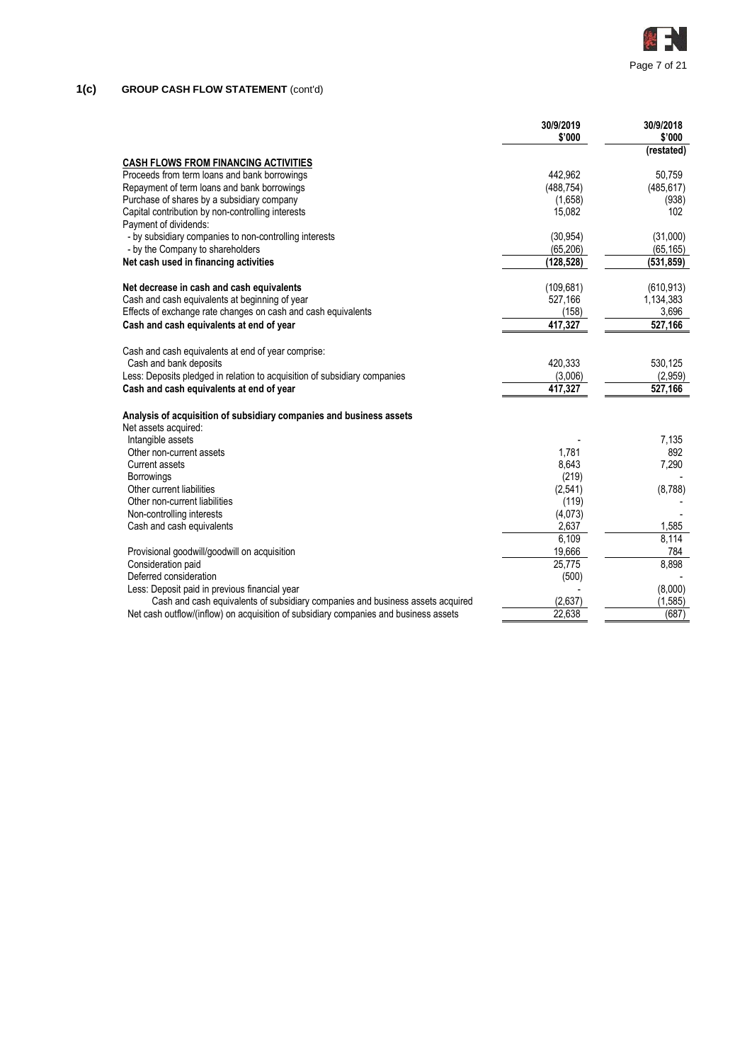## 1(c) GROUP CASH FLOW STATEMENT (cont'd)

| | 30/9/2019<br>$'000 | 30/9/2018<br>$'000<br>(restated) |
|---|---|---|
| **CASH FLOWS FROM FINANCING ACTIVITIES** | | |
| Proceeds from term loans and bank borrowings | 442,962 | 50,759 |
| Repayment of term loans and bank borrowings | (488,754) | (485,617) |
| Purchase of shares by a subsidiary company | (1,658) | (938) |
| Capital contribution by non-controlling interests | 15,082 | 102 |
| Payment of dividends: | | |
| - by subsidiary companies to non-controlling interests | (30,954) | (31,000) |
| - by the Company to shareholders | (65,206) | (65,165) |
| **Net cash used in financing activities** | **(128,528)** | **(531,859)** |
| | | |
| **Net decrease in cash and cash equivalents** | (109,681) | (610,913) |
| Cash and cash equivalents at beginning of year | 527,166 | 1,134,383 |
| Effects of exchange rate changes on cash and cash equivalents | (158) | 3,696 |
| **Cash and cash equivalents at end of year** | **417,327** | **527,166** |
| | | |
| Cash and cash equivalents at end of year comprise: | | |
| Cash and bank deposits | 420,333 | 530,125 |
| Less: Deposits pledged in relation to acquisition of subsidiary companies | (3,006) | (2,959) |
| **Cash and cash equivalents at end of year** | **417,327** | **527,166** |
| | | |
| **Analysis of acquisition of subsidiary companies and business assets** | | |
| Net assets acquired: | | |
| Intangible assets | - | 7,135 |
| Other non-current assets | 1,781 | 892 |
| Current assets | 8,643 | 7,290 |
| Borrowings | (219) | - |
| Other current liabilities | (2,541) | (8,788) |
| Other non-current liabilities | (119) | - |
| Non-controlling interests | (4,073) | - |
| Cash and cash equivalents | 2,637 | 1,585 |
| | 6,109 | 8,114 |
| Provisional goodwill/goodwill on acquisition | 19,666 | 784 |
| Consideration paid | 25,775 | 8,898 |
| Deferred consideration | (500) | - |
| Less: Deposit paid in previous financial year | - | (8,000) |
| Cash and cash equivalents of subsidiary companies and business assets acquired | (2,637) | (1,585) |
| Net cash outflow/(inflow) on acquisition of subsidiary companies and business assets | 22,638 | (687) |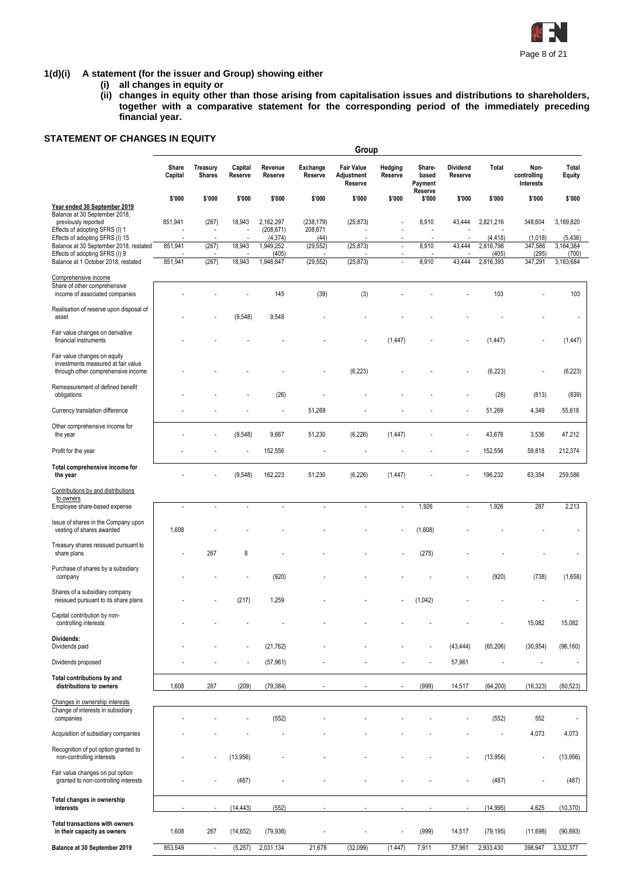## 1(d)(i) A statement (for the issuer and Group) showing either

**(i) all changes in equity or**

**(ii) changes in equity other than those arising from capitalisation issues and distributions to shareholders, together with a comparative statement for the corresponding period of the immediately preceding financial year.**

### STATEMENT OF CHANGES IN EQUITY

| | Group | | | | | | | | | | | |
|---|---|---|---|---|---|---|---|---|---|---|---|---|
| | Share Capital | Treasury Shares | Capital Reserve | Revenue Reserve | Exchange Reserve | Fair Value Adjustment Reserve | Hedging Reserve | Share-based Payment Reserve | Dividend Reserve | Total | Non-controlling Interests | Total Equity |
| | $'000 | $'000 | $'000 | $'000 | $'000 | $'000 | $'000 | $'000 | $'000 | $'000 | $'000 | $'000 |
| **Year ended 30 September 2019** | | | | | | | | | | | | |
| Balance at 30 September 2018, previously reported | 851,941 | (267) | 18,943 | 2,162,297 | (238,179) | (25,873) | - | 8,910 | 43,444 | 2,821,216 | 348,604 | 3,169,820 |
| Effects of adopting SFRS (I) 1 | - | - | - | (208,671) | 208,671 | - | - | - | - | - | - | - |
| Effects of adopting SFRS (I) 15 | - | - | - | (4,374) | (44) | - | - | - | - | (4,418) | (1,018) | (5,436) |
| Balance at 30 September 2018, restated | 851,941 | (267) | 18,943 | 1,949,252 | (29,552) | (25,873) | - | 8,910 | 43,444 | 2,816,798 | 347,586 | 3,164,384 |
| Effects of adopting SFRS (I) 9 | - | - | - | (405) | - | - | - | - | - | (405) | (295) | (700) |
| Balance at 1 October 2018, restated | 851,941 | (267) | 18,943 | 1,948,847 | (29,552) | (25,873) | - | 8,910 | 43,444 | 2,816,393 | 347,291 | 3,163,684 |
| Comprehensive income | | | | | | | | | | | | |
| Share of other comprehensive income of associated companies | - | - | - | 145 | (39) | (3) | - | - | - | 103 | - | 103 |
| Realisation of reserve upon disposal of asset | - | - | (9,548) | 9,548 | - | - | - | - | - | - | - | - |
| Fair value changes on derivative financial instruments | - | - | - | - | - | - | (1,447) | - | - | (1,447) | - | (1,447) |
| Fair value changes on equity investments measured at fair value through other comprehensive income | - | - | - | - | - | (6,223) | - | - | - | (6,223) | - | (6,223) |
| Remeasurement of defined benefit obligations | - | - | - | (26) | - | - | - | - | - | (26) | (813) | (839) |
| Currency translation difference | - | - | - | - | 51,269 | - | - | - | - | 51,269 | 4,349 | 55,618 |
| Other comprehensive income for the year | - | - | (9,548) | 9,667 | 51,230 | (6,226) | (1,447) | - | - | 43,676 | 3,536 | 47,212 |
| Profit for the year | - | - | - | 152,556 | - | - | - | - | - | 152,556 | 59,818 | 212,374 |
| **Total comprehensive income for the year** | - | - | (9,548) | 162,223 | 51,230 | (6,226) | (1,447) | - | - | 196,232 | 63,354 | 259,586 |
| Contributions by and distributions to owners | | | | | | | | | | | | |
| Employee share-based expense | - | - | - | - | - | - | - | 1,926 | - | 1,926 | 287 | 2,213 |
| Issue of shares in the Company upon vesting of shares awarded | 1,608 | - | - | - | - | - | - | (1,608) | - | - | - | - |
| Treasury shares reissued pursuant to share plans | - | 267 | 8 | - | - | - | - | (275) | - | - | - | - |
| Purchase of shares by a subsidiary company | - | - | - | (920) | - | - | - | - | - | (920) | (738) | (1,658) |
| Shares of a subsidiary company reissued pursuant to its share plans | - | - | (217) | 1,259 | - | - | - | (1,042) | - | - | - | - |
| Capital contribution by non-controlling interests | - | - | - | - | - | - | - | - | - | - | 15,082 | 15,082 |
| **Dividends:** | | | | | | | | | | | | |
| Dividends paid | - | - | - | (21,762) | - | - | - | - | (43,444) | (65,206) | (30,954) | (96,160) |
| Dividends proposed | - | - | - | (57,961) | - | - | - | - | 57,961 | - | - | - |
| **Total contributions by and distributions to owners** | 1,608 | 267 | (209) | (79,384) | - | - | - | (999) | 14,517 | (64,200) | (16,323) | (80,523) |
| Changes in ownership interests | | | | | | | | | | | | |
| Change of interests in subsidiary companies | - | - | - | (552) | - | - | - | - | - | (552) | 552 | - |
| Acquisition of subsidiary companies | - | - | - | - | - | - | - | - | - | - | 4,073 | 4,073 |
| Recognition of put option granted to non-controlling interests | - | - | (13,956) | - | - | - | - | - | - | (13,956) | - | (13,956) |
| Fair value changes on put option granted to non-controlling interests | - | - | (487) | - | - | - | - | - | - | (487) | - | (487) |
| **Total changes in ownership interests** | - | - | (14,443) | (552) | - | - | - | - | - | (14,995) | 4,625 | (10,370) |
| **Total transactions with owners in their capacity as owners** | 1,608 | 267 | (14,652) | (79,936) | - | - | - | (999) | 14,517 | (79,195) | (11,698) | (90,893) |
| **Balance at 30 September 2019** | 853,549 | - | (5,257) | 2,031,134 | 21,678 | (32,099) | (1,447) | 7,911 | 57,961 | 2,933,430 | 398,947 | 3,332,377 |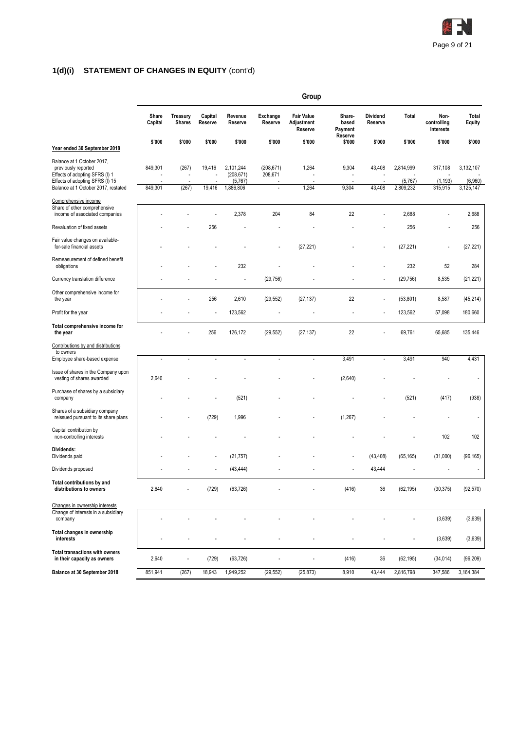## 1(d)(i) STATEMENT OF CHANGES IN EQUITY (cont'd)

| | Group | | | | | | | | | | |
|---|---|---|---|---|---|---|---|---|---|---|---|
| | Share Capital | Treasury Shares | Capital Reserve | Revenue Reserve | Exchange Reserve | Fair Value Adjustment Reserve | Share-based Payment Reserve | Dividend Reserve | Total | Non-controlling Interests | Total Equity |
| **Year ended 30 September 2018** | $'000 | $'000 | $'000 | $'000 | $'000 | $'000 | $'000 | $'000 | $'000 | $'000 | $'000 |
| Balance at 1 October 2017, previously reported | 849,301 | (267) | 19,416 | 2,101,244 | (208,671) | 1,264 | 9,304 | 43,408 | 2,814,999 | 317,108 | 3,132,107 |
| Effects of adopting SFRS (I) 1 | - | - | - | (208,671) | 208,671 | - | - | - | - | - | - |
| Effects of adopting SFRS (I) 15 | - | - | - | (5,767) | - | - | - | - | (5,767) | (1,193) | (6,960) |
| Balance at 1 October 2017, restated | 849,301 | (267) | 19,416 | 1,886,806 | - | 1,264 | 9,304 | 43,408 | 2,809,232 | 315,915 | 3,125,147 |
| Comprehensive income | | | | | | | | | | | |
| Share of other comprehensive income of associated companies | - | - | - | 2,378 | 204 | 84 | 22 | - | 2,688 | - | 2,688 |
| Revaluation of fixed assets | - | - | 256 | - | - | - | - | - | 256 | - | 256 |
| Fair value changes on available-for-sale financial assets | - | - | - | - | - | (27,221) | - | - | (27,221) | - | (27,221) |
| Remeasurement of defined benefit obligations | - | - | - | 232 | - | - | - | - | 232 | 52 | 284 |
| Currency translation difference | - | - | - | - | (29,756) | - | - | - | (29,756) | 8,535 | (21,221) |
| Other comprehensive income for the year | - | - | 256 | 2,610 | (29,552) | (27,137) | 22 | - | (53,801) | 8,587 | (45,214) |
| Profit for the year | - | - | - | 123,562 | - | - | - | - | 123,562 | 57,098 | 180,660 |
| **Total comprehensive income for the year** | - | - | 256 | 126,172 | (29,552) | (27,137) | 22 | - | 69,761 | 65,685 | 135,446 |
| Contributions by and distributions to owners | | | | | | | | | | | |
| Employee share-based expense | - | - | - | - | - | - | 3,491 | - | 3,491 | 940 | 4,431 |
| Issue of shares in the Company upon vesting of shares awarded | 2,640 | - | - | - | - | - | (2,640) | - | - | - | - |
| Purchase of shares by a subsidiary company | - | - | - | (521) | - | - | - | - | (521) | (417) | (938) |
| Shares of a subsidiary company reissued pursuant to its share plans | - | - | (729) | 1,996 | - | - | (1,267) | - | - | - | - |
| Capital contribution by non-controlling interests | - | - | - | - | - | - | - | - | - | 102 | 102 |
| **Dividends:** | | | | | | | | | | | |
| Dividends paid | - | - | - | (21,757) | - | - | - | (43,408) | (65,165) | (31,000) | (96,165) |
| Dividends proposed | - | - | - | (43,444) | - | - | - | 43,444 | - | - | - |
| **Total contributions by and distributions to owners** | 2,640 | - | (729) | (63,726) | - | - | (416) | 36 | (62,195) | (30,375) | (92,570) |
| Changes in ownership interests | | | | | | | | | | | |
| Change of interests in a subsidiary company | - | - | - | - | - | - | - | - | - | (3,639) | (3,639) |
| **Total changes in ownership interests** | - | - | - | - | - | - | - | - | - | (3,639) | (3,639) |
| **Total transactions with owners in their capacity as owners** | 2,640 | - | (729) | (63,726) | - | - | (416) | 36 | (62,195) | (34,014) | (96,209) |
| **Balance at 30 September 2018** | 851,941 | (267) | 18,943 | 1,949,252 | (29,552) | (25,873) | 8,910 | 43,444 | 2,816,798 | 347,586 | 3,164,384 |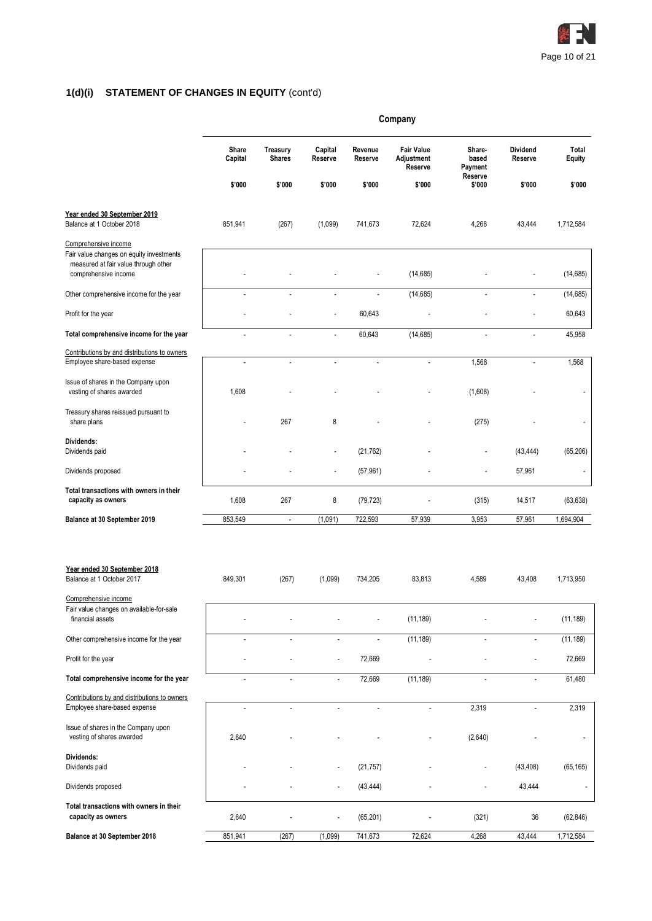## 1(d)(i) STATEMENT OF CHANGES IN EQUITY (cont'd)

| | Company | | | | | | | |
|---|---|---|---|---|---|---|---|---|
| | Share Capital | Treasury Shares | Capital Reserve | Revenue Reserve | Fair Value Adjustment Reserve | Share-based Payment Reserve | Dividend Reserve | Total Equity |
| | $'000 | $'000 | $'000 | $'000 | $'000 | $'000 | $'000 | $'000 |
| **Year ended 30 September 2019** | | | | | | | | |
| Balance at 1 October 2018 | 851,941 | (267) | (1,099) | 741,673 | 72,624 | 4,268 | 43,444 | 1,712,584 |
| Comprehensive income | | | | | | | | |
| Fair value changes on equity investments measured at fair value through other comprehensive income | - | - | - | - | (14,685) | - | - | (14,685) |
| Other comprehensive income for the year | - | - | - | - | (14,685) | - | - | (14,685) |
| Profit for the year | - | - | - | 60,643 | - | - | - | 60,643 |
| **Total comprehensive income for the year** | - | - | - | 60,643 | (14,685) | - | - | 45,958 |
| Contributions by and distributions to owners | | | | | | | | |
| Employee share-based expense | - | - | - | - | - | 1,568 | - | 1,568 |
| Issue of shares in the Company upon vesting of shares awarded | 1,608 | - | - | - | - | (1,608) | - | - |
| Treasury shares reissued pursuant to share plans | - | 267 | 8 | - | - | (275) | - | - |
| **Dividends:** | | | | | | | | |
| Dividends paid | - | - | - | (21,762) | - | - | (43,444) | (65,206) |
| Dividends proposed | - | - | - | (57,961) | - | - | 57,961 | - |
| **Total transactions with owners in their capacity as owners** | 1,608 | 267 | 8 | (79,723) | - | (315) | 14,517 | (63,638) |
| **Balance at 30 September 2019** | 853,549 | - | (1,091) | 722,593 | 57,939 | 3,953 | 57,961 | 1,694,904 |
| | | | | | | | | |
| **Year ended 30 September 2018** | | | | | | | | |
| Balance at 1 October 2017 | 849,301 | (267) | (1,099) | 734,205 | 83,813 | 4,589 | 43,408 | 1,713,950 |
| Comprehensive income | | | | | | | | |
| Fair value changes on available-for-sale financial assets | - | - | - | - | (11,189) | - | - | (11,189) |
| Other comprehensive income for the year | - | - | - | - | (11,189) | - | - | (11,189) |
| Profit for the year | - | - | - | 72,669 | - | - | - | 72,669 |
| **Total comprehensive income for the year** | - | - | - | 72,669 | (11,189) | - | - | 61,480 |
| Contributions by and distributions to owners | | | | | | | | |
| Employee share-based expense | - | - | - | - | - | 2,319 | - | 2,319 |
| Issue of shares in the Company upon vesting of shares awarded | 2,640 | - | - | - | - | (2,640) | - | - |
| **Dividends:** | | | | | | | | |
| Dividends paid | - | - | - | (21,757) | - | - | (43,408) | (65,165) |
| Dividends proposed | - | - | - | (43,444) | - | - | 43,444 | - |
| **Total transactions with owners in their capacity as owners** | 2,640 | - | - | (65,201) | - | (321) | 36 | (62,846) |
| **Balance at 30 September 2018** | 851,941 | (267) | (1,099) | 741,673 | 72,624 | 4,268 | 43,444 | 1,712,584 |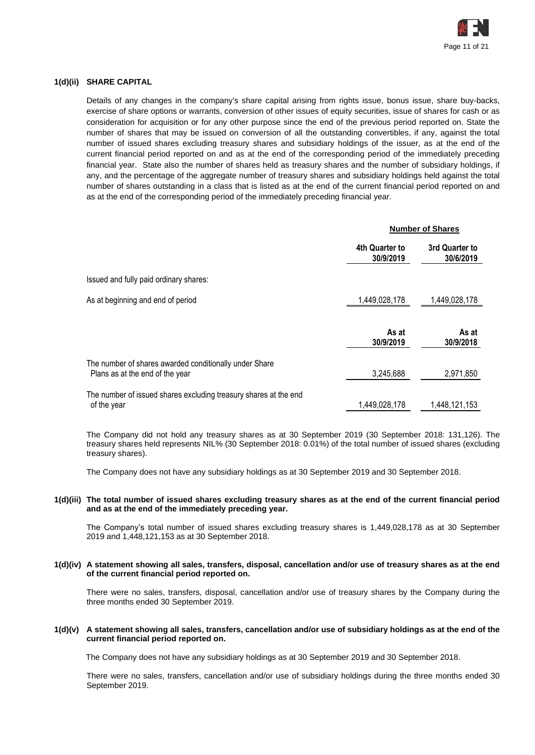### 1(d)(ii) SHARE CAPITAL

Details of any changes in the company's share capital arising from rights issue, bonus issue, share buy-backs, exercise of share options or warrants, conversion of other issues of equity securities, issue of shares for cash or as consideration for acquisition or for any other purpose since the end of the previous period reported on. State the number of shares that may be issued on conversion of all the outstanding convertibles, if any, against the total number of issued shares excluding treasury shares and subsidiary holdings of the issuer, as at the end of the current financial period reported on and as at the end of the corresponding period of the immediately preceding financial year. State also the number of shares held as treasury shares and the number of subsidiary holdings, if any, and the percentage of the aggregate number of treasury shares and subsidiary holdings held against the total number of shares outstanding in a class that is listed as at the end of the current financial period reported on and as at the end of the corresponding period of the immediately preceding financial year.

| | Number of Shares | |
|---|---|---|
| | 4th Quarter to 30/9/2019 | 3rd Quarter to 30/6/2019 |
| Issued and fully paid ordinary shares: | | |
| As at beginning and end of period | 1,449,028,178 | 1,449,028,178 |
| | As at 30/9/2019 | As at 30/9/2018 |
| The number of shares awarded conditionally under Share Plans as at the end of the year | 3,245,688 | 2,971,850 |
| The number of issued shares excluding treasury shares at the end of the year | 1,449,028,178 | 1,448,121,153 |

The Company did not hold any treasury shares as at 30 September 2019 (30 September 2018: 131,126). The treasury shares held represents NIL% (30 September 2018: 0.01%) of the total number of issued shares (excluding treasury shares).

The Company does not have any subsidiary holdings as at 30 September 2019 and 30 September 2018.

### 1(d)(iii) The total number of issued shares excluding treasury shares as at the end of the current financial period and as at the end of the immediately preceding year.

The Company's total number of issued shares excluding treasury shares is 1,449,028,178 as at 30 September 2019 and 1,448,121,153 as at 30 September 2018.

### 1(d)(iv) A statement showing all sales, transfers, disposal, cancellation and/or use of treasury shares as at the end of the current financial period reported on.

There were no sales, transfers, disposal, cancellation and/or use of treasury shares by the Company during the three months ended 30 September 2019.

### 1(d)(v) A statement showing all sales, transfers, cancellation and/or use of subsidiary holdings as at the end of the current financial period reported on.

The Company does not have any subsidiary holdings as at 30 September 2019 and 30 September 2018.

There were no sales, transfers, cancellation and/or use of subsidiary holdings during the three months ended 30 September 2019.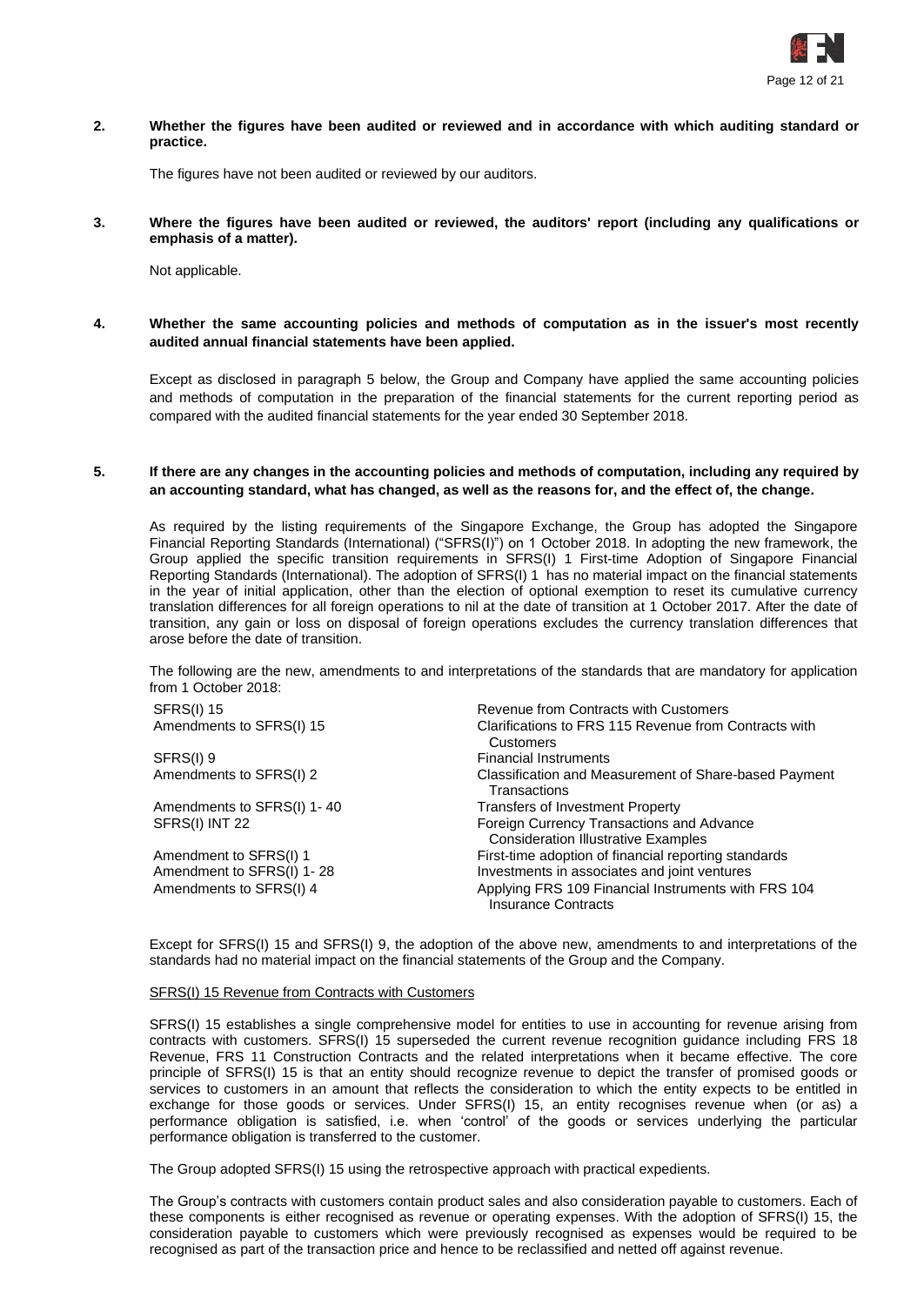**2. Whether the figures have been audited or reviewed and in accordance with which auditing standard or practice.**

The figures have not been audited or reviewed by our auditors.

**3. Where the figures have been audited or reviewed, the auditors' report (including any qualifications or emphasis of a matter).**

Not applicable.

**4. Whether the same accounting policies and methods of computation as in the issuer's most recently audited annual financial statements have been applied.**

Except as disclosed in paragraph 5 below, the Group and Company have applied the same accounting policies and methods of computation in the preparation of the financial statements for the current reporting period as compared with the audited financial statements for the year ended 30 September 2018.

**5. If there are any changes in the accounting policies and methods of computation, including any required by an accounting standard, what has changed, as well as the reasons for, and the effect of, the change.**

As required by the listing requirements of the Singapore Exchange, the Group has adopted the Singapore Financial Reporting Standards (International) ("SFRS(I)") on 1 October 2018. In adopting the new framework, the Group applied the specific transition requirements in SFRS(I) 1 First-time Adoption of Singapore Financial Reporting Standards (International). The adoption of SFRS(I) 1 has no material impact on the financial statements in the year of initial application, other than the election of optional exemption to reset its cumulative currency translation differences for all foreign operations to nil at the date of transition at 1 October 2017. After the date of transition, any gain or loss on disposal of foreign operations excludes the currency translation differences that arose before the date of transition.

The following are the new, amendments to and interpretations of the standards that are mandatory for application from 1 October 2018:

| | |
|---|---|
| SFRS(I) 15 | Revenue from Contracts with Customers |
| Amendments to SFRS(I) 15 | Clarifications to FRS 115 Revenue from Contracts with Customers |
| SFRS(I) 9 | Financial Instruments |
| Amendments to SFRS(I) 2 | Classification and Measurement of Share-based Payment Transactions |
| Amendments to SFRS(I) 1- 40 | Transfers of Investment Property |
| SFRS(I) INT 22 | Foreign Currency Transactions and Advance Consideration Illustrative Examples |
| Amendment to SFRS(I) 1 | First-time adoption of financial reporting standards |
| Amendment to SFRS(I) 1- 28 | Investments in associates and joint ventures |
| Amendments to SFRS(I) 4 | Applying FRS 109 Financial Instruments with FRS 104 Insurance Contracts |

Except for SFRS(I) 15 and SFRS(I) 9, the adoption of the above new, amendments to and interpretations of the standards had no material impact on the financial statements of the Group and the Company.

SFRS(I) 15 Revenue from Contracts with Customers

SFRS(I) 15 establishes a single comprehensive model for entities to use in accounting for revenue arising from contracts with customers. SFRS(I) 15 superseded the current revenue recognition guidance including FRS 18 Revenue, FRS 11 Construction Contracts and the related interpretations when it became effective. The core principle of SFRS(I) 15 is that an entity should recognize revenue to depict the transfer of promised goods or services to customers in an amount that reflects the consideration to which the entity expects to be entitled in exchange for those goods or services. Under SFRS(I) 15, an entity recognises revenue when (or as) a performance obligation is satisfied, i.e. when 'control' of the goods or services underlying the particular performance obligation is transferred to the customer.

The Group adopted SFRS(I) 15 using the retrospective approach with practical expedients.

The Group's contracts with customers contain product sales and also consideration payable to customers. Each of these components is either recognised as revenue or operating expenses. With the adoption of SFRS(I) 15, the consideration payable to customers which were previously recognised as expenses would be required to be recognised as part of the transaction price and hence to be reclassified and netted off against revenue.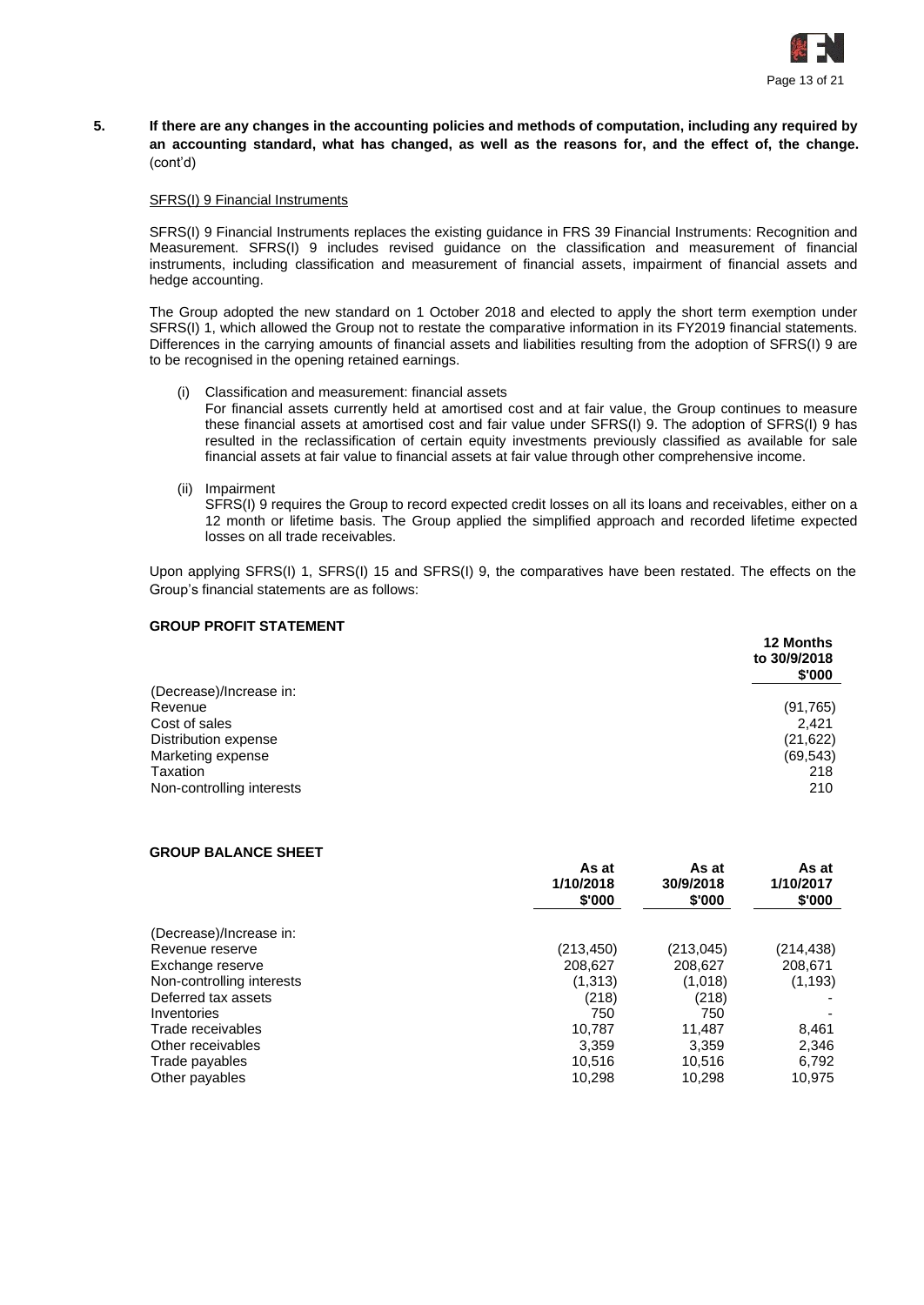**5. If there are any changes in the accounting policies and methods of computation, including any required by an accounting standard, what has changed, as well as the reasons for, and the effect of, the change.** (cont'd)

<u>SFRS(I) 9 Financial Instruments</u>

SFRS(I) 9 Financial Instruments replaces the existing guidance in FRS 39 Financial Instruments: Recognition and Measurement. SFRS(I) 9 includes revised guidance on the classification and measurement of financial instruments, including classification and measurement of financial assets, impairment of financial assets and hedge accounting.

The Group adopted the new standard on 1 October 2018 and elected to apply the short term exemption under SFRS(I) 1, which allowed the Group not to restate the comparative information in its FY2019 financial statements. Differences in the carrying amounts of financial assets and liabilities resulting from the adoption of SFRS(I) 9 are to be recognised in the opening retained earnings.

(i) Classification and measurement: financial assets
For financial assets currently held at amortised cost and at fair value, the Group continues to measure these financial assets at amortised cost and fair value under SFRS(I) 9. The adoption of SFRS(I) 9 has resulted in the reclassification of certain equity investments previously classified as available for sale financial assets at fair value to financial assets at fair value through other comprehensive income.

(ii) Impairment
SFRS(I) 9 requires the Group to record expected credit losses on all its loans and receivables, either on a 12 month or lifetime basis. The Group applied the simplified approach and recorded lifetime expected losses on all trade receivables.

Upon applying SFRS(I) 1, SFRS(I) 15 and SFRS(I) 9, the comparatives have been restated. The effects on the Group's financial statements are as follows:

**GROUP PROFIT STATEMENT**

| | 12 Months to 30/9/2018 $'000 |
|---|---|
| (Decrease)/Increase in: | |
| Revenue | (91,765) |
| Cost of sales | 2,421 |
| Distribution expense | (21,622) |
| Marketing expense | (69,543) |
| Taxation | 218 |
| Non-controlling interests | 210 |

**GROUP BALANCE SHEET**

| | As at 1/10/2018 $'000 | As at 30/9/2018 $'000 | As at 1/10/2017 $'000 |
|---|---|---|---|
| (Decrease)/Increase in: | | | |
| Revenue reserve | (213,450) | (213,045) | (214,438) |
| Exchange reserve | 208,627 | 208,627 | 208,671 |
| Non-controlling interests | (1,313) | (1,018) | (1,193) |
| Deferred tax assets | (218) | (218) | - |
| Inventories | 750 | 750 | - |
| Trade receivables | 10,787 | 11,487 | 8,461 |
| Other receivables | 3,359 | 3,359 | 2,346 |
| Trade payables | 10,516 | 10,516 | 6,792 |
| Other payables | 10,298 | 10,298 | 10,975 |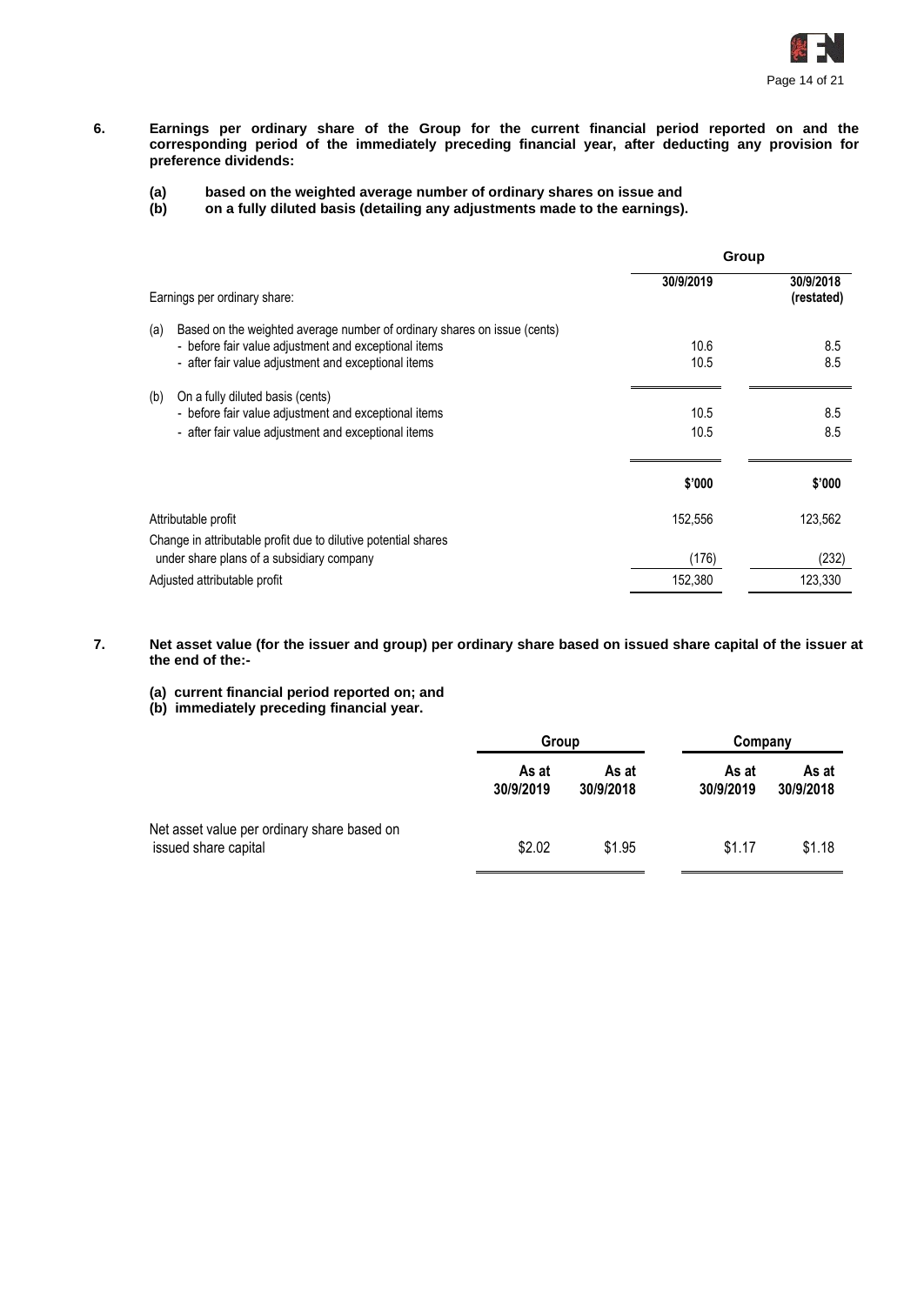**6. Earnings per ordinary share of the Group for the current financial period reported on and the corresponding period of the immediately preceding financial year, after deducting any provision for preference dividends:**

**(a) based on the weighted average number of ordinary shares on issue and**
**(b) on a fully diluted basis (detailing any adjustments made to the earnings).**

| | Group | |
|---|---|---|
| Earnings per ordinary share: | **30/9/2019** | **30/9/2018 (restated)** |
| (a) Based on the weighted average number of ordinary shares on issue (cents) | | |
| - before fair value adjustment and exceptional items | 10.6 | 8.5 |
| - after fair value adjustment and exceptional items | 10.5 | 8.5 |
| (b) On a fully diluted basis (cents) | | |
| - before fair value adjustment and exceptional items | 10.5 | 8.5 |
| - after fair value adjustment and exceptional items | 10.5 | 8.5 |
| | **$'000** | **$'000** |
| Attributable profit | 152,556 | 123,562 |
| Change in attributable profit due to dilutive potential shares under share plans of a subsidiary company | (176) | (232) |
| Adjusted attributable profit | 152,380 | 123,330 |

**7. Net asset value (for the issuer and group) per ordinary share based on issued share capital of the issuer at the end of the:-**

**(a) current financial period reported on; and**
**(b) immediately preceding financial year.**

| | Group | | Company | |
|---|---|---|---|---|
| | **As at 30/9/2019** | **As at 30/9/2018** | **As at 30/9/2019** | **As at 30/9/2018** |
| Net asset value per ordinary share based on issued share capital | $2.02 | $1.95 | $1.17 | $1.18 |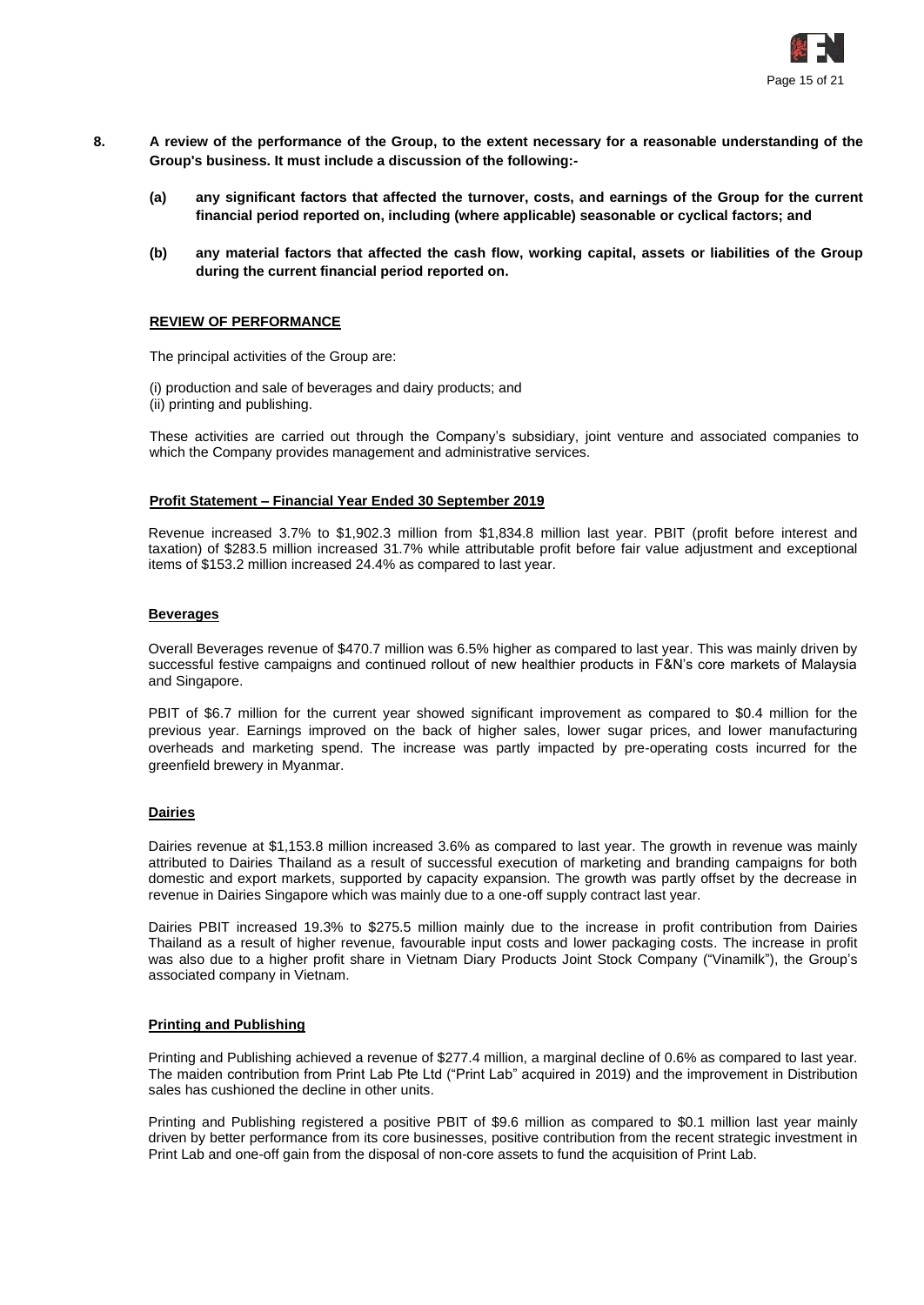**8. A review of the performance of the Group, to the extent necessary for a reasonable understanding of the Group's business. It must include a discussion of the following:-**

**(a) any significant factors that affected the turnover, costs, and earnings of the Group for the current financial period reported on, including (where applicable) seasonable or cyclical factors; and**

**(b) any material factors that affected the cash flow, working capital, assets or liabilities of the Group during the current financial period reported on.**

## REVIEW OF PERFORMANCE

The principal activities of the Group are:

(i) production and sale of beverages and dairy products; and
(ii) printing and publishing.

These activities are carried out through the Company's subsidiary, joint venture and associated companies to which the Company provides management and administrative services.

### Profit Statement – Financial Year Ended 30 September 2019

Revenue increased 3.7% to $1,902.3 million from $1,834.8 million last year. PBIT (profit before interest and taxation) of $283.5 million increased 31.7% while attributable profit before fair value adjustment and exceptional items of $153.2 million increased 24.4% as compared to last year.

### Beverages

Overall Beverages revenue of $470.7 million was 6.5% higher as compared to last year. This was mainly driven by successful festive campaigns and continued rollout of new healthier products in F&N's core markets of Malaysia and Singapore.

PBIT of $6.7 million for the current year showed significant improvement as compared to $0.4 million for the previous year. Earnings improved on the back of higher sales, lower sugar prices, and lower manufacturing overheads and marketing spend. The increase was partly impacted by pre-operating costs incurred for the greenfield brewery in Myanmar.

### Dairies

Dairies revenue at $1,153.8 million increased 3.6% as compared to last year. The growth in revenue was mainly attributed to Dairies Thailand as a result of successful execution of marketing and branding campaigns for both domestic and export markets, supported by capacity expansion. The growth was partly offset by the decrease in revenue in Dairies Singapore which was mainly due to a one-off supply contract last year.

Dairies PBIT increased 19.3% to $275.5 million mainly due to the increase in profit contribution from Dairies Thailand as a result of higher revenue, favourable input costs and lower packaging costs. The increase in profit was also due to a higher profit share in Vietnam Diary Products Joint Stock Company ("Vinamilk"), the Group's associated company in Vietnam.

### Printing and Publishing

Printing and Publishing achieved a revenue of $277.4 million, a marginal decline of 0.6% as compared to last year. The maiden contribution from Print Lab Pte Ltd ("Print Lab" acquired in 2019) and the improvement in Distribution sales has cushioned the decline in other units.

Printing and Publishing registered a positive PBIT of $9.6 million as compared to $0.1 million last year mainly driven by better performance from its core businesses, positive contribution from the recent strategic investment in Print Lab and one-off gain from the disposal of non-core assets to fund the acquisition of Print Lab.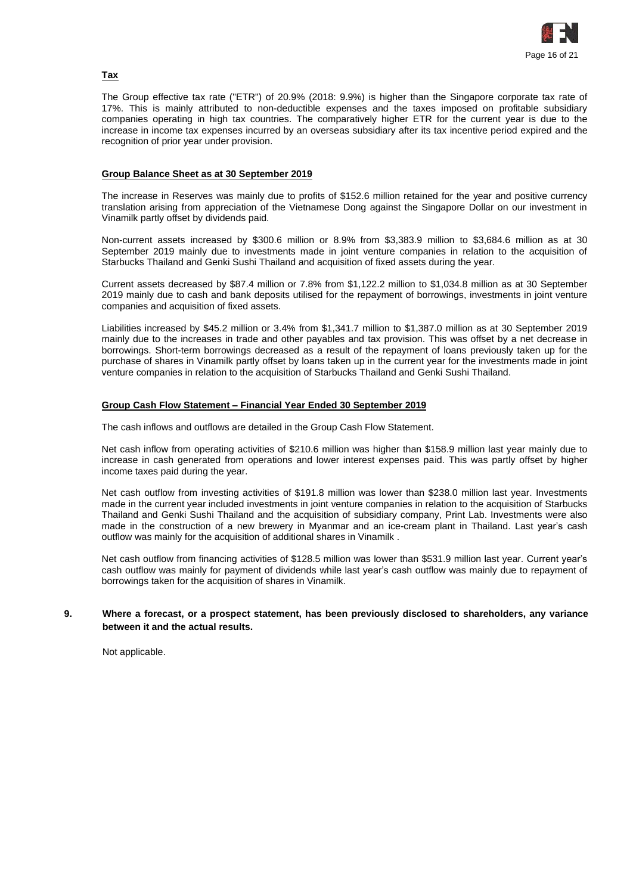**Tax**

The Group effective tax rate ("ETR") of 20.9% (2018: 9.9%) is higher than the Singapore corporate tax rate of 17%. This is mainly attributed to non-deductible expenses and the taxes imposed on profitable subsidiary companies operating in high tax countries. The comparatively higher ETR for the current year is due to the increase in income tax expenses incurred by an overseas subsidiary after its tax incentive period expired and the recognition of prior year under provision.

**Group Balance Sheet as at 30 September 2019**

The increase in Reserves was mainly due to profits of $152.6 million retained for the year and positive currency translation arising from appreciation of the Vietnamese Dong against the Singapore Dollar on our investment in Vinamilk partly offset by dividends paid.

Non-current assets increased by $300.6 million or 8.9% from $3,383.9 million to $3,684.6 million as at 30 September 2019 mainly due to investments made in joint venture companies in relation to the acquisition of Starbucks Thailand and Genki Sushi Thailand and acquisition of fixed assets during the year.

Current assets decreased by $87.4 million or 7.8% from $1,122.2 million to $1,034.8 million as at 30 September 2019 mainly due to cash and bank deposits utilised for the repayment of borrowings, investments in joint venture companies and acquisition of fixed assets.

Liabilities increased by $45.2 million or 3.4% from $1,341.7 million to $1,387.0 million as at 30 September 2019 mainly due to the increases in trade and other payables and tax provision. This was offset by a net decrease in borrowings. Short-term borrowings decreased as a result of the repayment of loans previously taken up for the purchase of shares in Vinamilk partly offset by loans taken up in the current year for the investments made in joint venture companies in relation to the acquisition of Starbucks Thailand and Genki Sushi Thailand.

**Group Cash Flow Statement – Financial Year Ended 30 September 2019**

The cash inflows and outflows are detailed in the Group Cash Flow Statement.

Net cash inflow from operating activities of $210.6 million was higher than $158.9 million last year mainly due to increase in cash generated from operations and lower interest expenses paid. This was partly offset by higher income taxes paid during the year.

Net cash outflow from investing activities of $191.8 million was lower than $238.0 million last year. Investments made in the current year included investments in joint venture companies in relation to the acquisition of Starbucks Thailand and Genki Sushi Thailand and the acquisition of subsidiary company, Print Lab. Investments were also made in the construction of a new brewery in Myanmar and an ice-cream plant in Thailand. Last year's cash outflow was mainly for the acquisition of additional shares in Vinamilk .

Net cash outflow from financing activities of $128.5 million was lower than $531.9 million last year. Current year's cash outflow was mainly for payment of dividends while last year's cash outflow was mainly due to repayment of borrowings taken for the acquisition of shares in Vinamilk.

**9. Where a forecast, or a prospect statement, has been previously disclosed to shareholders, any variance between it and the actual results.**

Not applicable.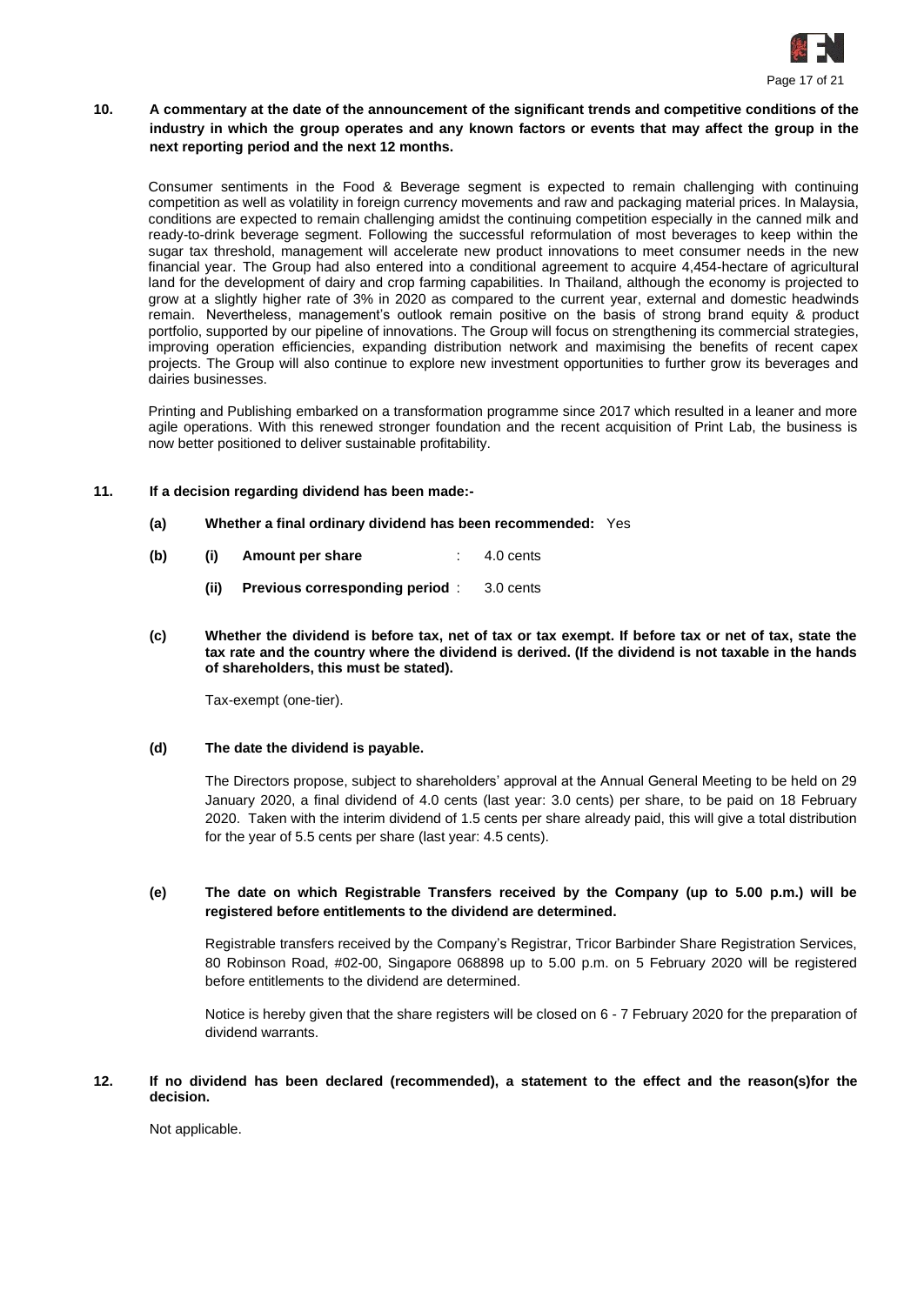**10. A commentary at the date of the announcement of the significant trends and competitive conditions of the industry in which the group operates and any known factors or events that may affect the group in the next reporting period and the next 12 months.**

Consumer sentiments in the Food & Beverage segment is expected to remain challenging with continuing competition as well as volatility in foreign currency movements and raw and packaging material prices. In Malaysia, conditions are expected to remain challenging amidst the continuing competition especially in the canned milk and ready-to-drink beverage segment. Following the successful reformulation of most beverages to keep within the sugar tax threshold, management will accelerate new product innovations to meet consumer needs in the new financial year. The Group had also entered into a conditional agreement to acquire 4,454-hectare of agricultural land for the development of dairy and crop farming capabilities. In Thailand, although the economy is projected to grow at a slightly higher rate of 3% in 2020 as compared to the current year, external and domestic headwinds remain. Nevertheless, management's outlook remain positive on the basis of strong brand equity & product portfolio, supported by our pipeline of innovations. The Group will focus on strengthening its commercial strategies, improving operation efficiencies, expanding distribution network and maximising the benefits of recent capex projects. The Group will also continue to explore new investment opportunities to further grow its beverages and dairies businesses.

Printing and Publishing embarked on a transformation programme since 2017 which resulted in a leaner and more agile operations. With this renewed stronger foundation and the recent acquisition of Print Lab, the business is now better positioned to deliver sustainable profitability.

**11. If a decision regarding dividend has been made:-**

**(a) Whether a final ordinary dividend has been recommended:** Yes

**(b) (i) Amount per share** : 4.0 cents

**(ii) Previous corresponding period** : 3.0 cents

**(c) Whether the dividend is before tax, net of tax or tax exempt. If before tax or net of tax, state the tax rate and the country where the dividend is derived. (If the dividend is not taxable in the hands of shareholders, this must be stated).**

Tax-exempt (one-tier).

**(d) The date the dividend is payable.**

The Directors propose, subject to shareholders' approval at the Annual General Meeting to be held on 29 January 2020, a final dividend of 4.0 cents (last year: 3.0 cents) per share, to be paid on 18 February 2020. Taken with the interim dividend of 1.5 cents per share already paid, this will give a total distribution for the year of 5.5 cents per share (last year: 4.5 cents).

**(e) The date on which Registrable Transfers received by the Company (up to 5.00 p.m.) will be registered before entitlements to the dividend are determined.**

Registrable transfers received by the Company's Registrar, Tricor Barbinder Share Registration Services, 80 Robinson Road, #02-00, Singapore 068898 up to 5.00 p.m. on 5 February 2020 will be registered before entitlements to the dividend are determined.

Notice is hereby given that the share registers will be closed on 6 - 7 February 2020 for the preparation of dividend warrants.

**12. If no dividend has been declared (recommended), a statement to the effect and the reason(s)for the decision.**

Not applicable.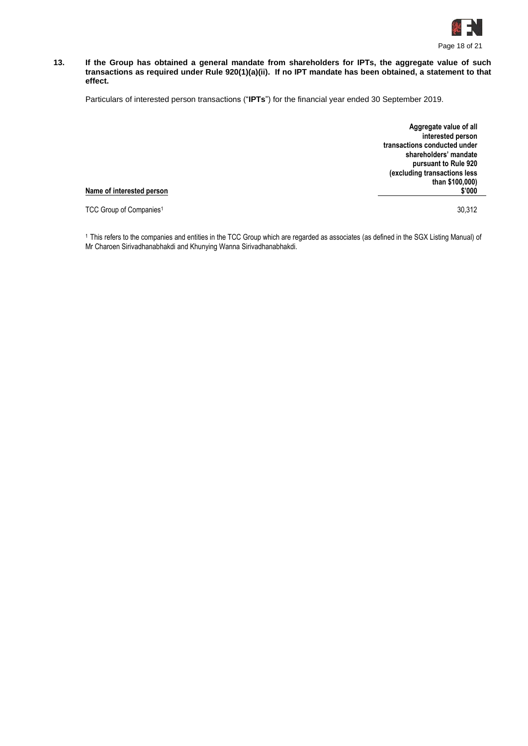**13. If the Group has obtained a general mandate from shareholders for IPTs, the aggregate value of such transactions as required under Rule 920(1)(a)(ii). If no IPT mandate has been obtained, a statement to that effect.**

Particulars of interested person transactions ("**IPTs**") for the financial year ended 30 September 2019.

| Name of interested person | Aggregate value of all interested person transactions conducted under shareholders' mandate pursuant to Rule 920 (excluding transactions less than $100,000) $'000 |
|---|---|
| TCC Group of Companies[1] | 30,312 |

[1] This refers to the companies and entities in the TCC Group which are regarded as associates (as defined in the SGX Listing Manual) of Mr Charoen Sirivadhanabhakdi and Khunying Wanna Sirivadhanabhakdi.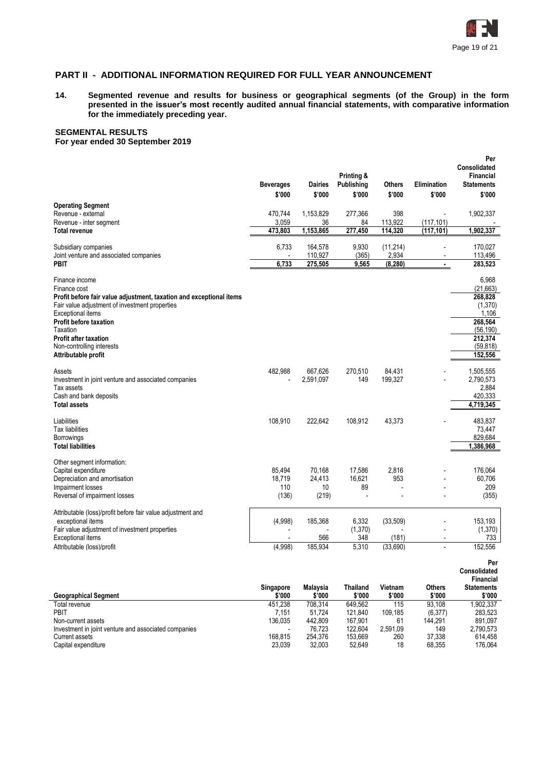## PART II - ADDITIONAL INFORMATION REQUIRED FOR FULL YEAR ANNOUNCEMENT

**14. Segmented revenue and results for business or geographical segments (of the Group) in the form presented in the issuer's most recently audited annual financial statements, with comparative information for the immediately preceding year.**

**SEGMENTAL RESULTS**
**For year ended 30 September 2019**

| | Beverages | Dairies | Printing & Publishing | Others | Elimination | Per Consolidated Financial Statements |
|---|---|---|---|---|---|---|
| | $'000 | $'000 | $'000 | $'000 | $'000 | $'000 |
| **Operating Segment** | | | | | | |
| Revenue - external | 470,744 | 1,153,829 | 277,366 | 398 | - | 1,902,337 |
| Revenue - inter segment | 3,059 | 36 | 84 | 113,922 | (117,101) | - |
| **Total revenue** | **473,803** | **1,153,865** | **277,450** | **114,320** | **(117,101)** | **1,902,337** |
| Subsidiary companies | 6,733 | 164,578 | 9,930 | (11,214) | - | 170,027 |
| Joint venture and associated companies | - | 110,927 | (365) | 2,934 | - | 113,496 |
| **PBIT** | **6,733** | **275,505** | **9,565** | **(8,280)** | **-** | **283,523** |
| Finance income | | | | | | 6,968 |
| Finance cost | | | | | | (21,663) |
| **Profit before fair value adjustment, taxation and exceptional items** | | | | | | **268,828** |
| Fair value adjustment of investment properties | | | | | | (1,370) |
| Exceptional items | | | | | | 1,106 |
| **Profit before taxation** | | | | | | **268,564** |
| Taxation | | | | | | (56,190) |
| **Profit after taxation** | | | | | | **212,374** |
| Non-controlling interests | | | | | | (59,818) |
| **Attributable profit** | | | | | | **152,556** |
| Assets | 482,988 | 667,626 | 270,510 | 84,431 | - | 1,505,555 |
| Investment in joint venture and associated companies | - | 2,591,097 | 149 | 199,327 | - | 2,790,573 |
| Tax assets | | | | | | 2,884 |
| Cash and bank deposits | | | | | | 420,333 |
| **Total assets** | | | | | | **4,719,345** |
| Liabilities | 108,910 | 222,642 | 108,912 | 43,373 | - | 483,837 |
| Tax liabilities | | | | | | 73,447 |
| Borrowings | | | | | | 829,684 |
| **Total liabilities** | | | | | | **1,386,968** |
| Other segment information: | | | | | | |
| Capital expenditure | 85,494 | 70,168 | 17,586 | 2,816 | - | 176,064 |
| Depreciation and amortisation | 18,719 | 24,413 | 16,621 | 953 | - | 60,706 |
| Impairment losses | 110 | 10 | 89 | - | - | 209 |
| Reversal of impairment losses | (136) | (219) | - | - | - | (355) |
| Attributable (loss)/profit before fair value adjustment and exceptional items | (4,998) | 185,368 | 6,332 | (33,509) | - | 153,193 |
| Fair value adjustment of investment properties | - | - | (1,370) | - | - | (1,370) |
| Exceptional items | - | 566 | 348 | (181) | - | 733 |
| Attributable (loss)/profit | (4,998) | 185,934 | 5,310 | (33,690) | - | 152,556 |

| Geographical Segment | Singapore $'000 | Malaysia $'000 | Thailand $'000 | Vietnam $'000 | Others $'000 | Per Consolidated Financial Statements $'000 |
|---|---|---|---|---|---|---|
| Total revenue | 451,238 | 708,314 | 649,562 | 115 | 93,108 | 1,902,337 |
| PBIT | 7,151 | 51,724 | 121,840 | 109,185 | (6,377) | 283,523 |
| Non-current assets | 136,035 | 442,809 | 167,901 | 61 | 144,291 | 891,097 |
| Investment in joint venture and associated companies | - | 76,723 | 122,604 | 2,591,09 | 149 | 2,790,573 |
| Current assets | 168,815 | 254,376 | 153,669 | 260 | 37,338 | 614,458 |
| Capital expenditure | 23,039 | 32,003 | 52,649 | 18 | 68,355 | 176,064 |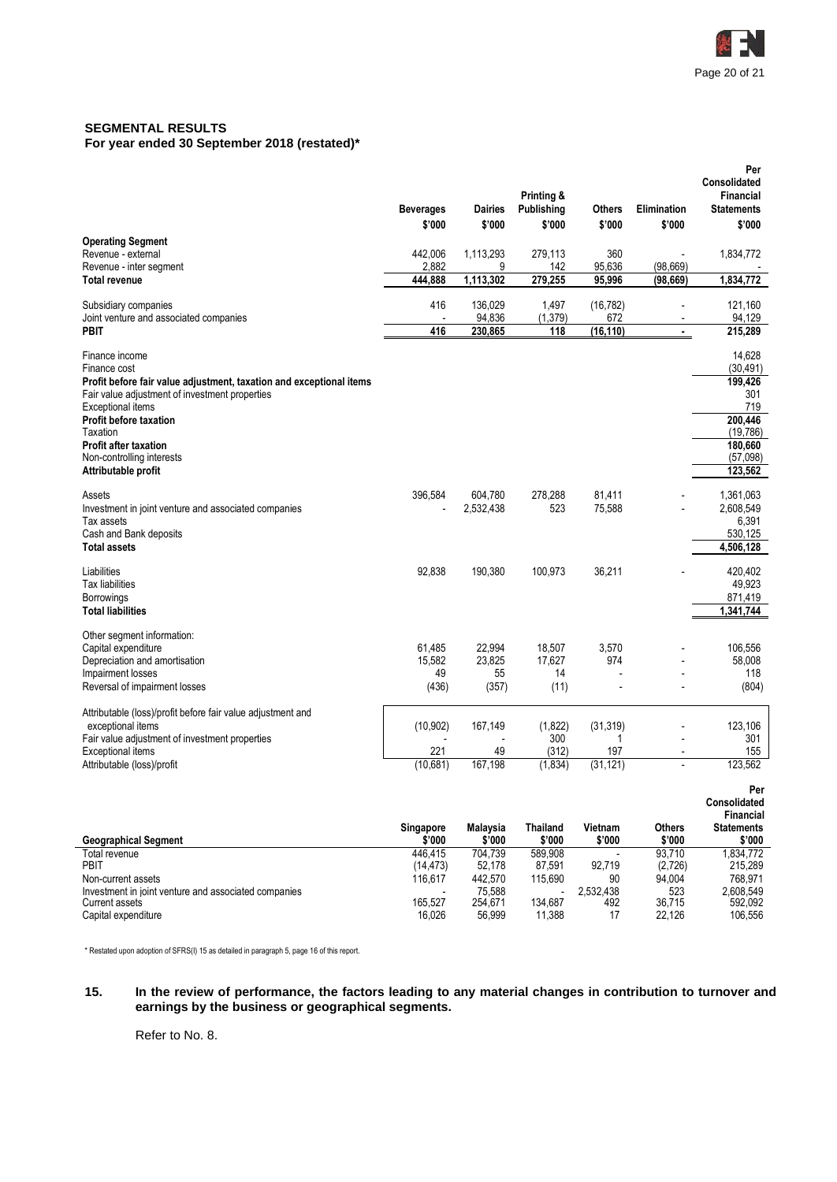**SEGMENTAL RESULTS**
**For year ended 30 September 2018 (restated)***

| | Beverages | Dairies | Printing & Publishing | Others | Elimination | Per Consolidated Financial Statements |
|---|---|---|---|---|---|---|
| | $'000 | $'000 | $'000 | $'000 | $'000 | $'000 |
| **Operating Segment** | | | | | | |
| Revenue - external | 442,006 | 1,113,293 | 279,113 | 360 | - | 1,834,772 |
| Revenue - inter segment | 2,882 | 9 | 142 | 95,636 | (98,669) | - |
| **Total revenue** | **444,888** | **1,113,302** | **279,255** | **95,996** | **(98,669)** | **1,834,772** |
| Subsidiary companies | 416 | 136,029 | 1,497 | (16,782) | - | 121,160 |
| Joint venture and associated companies | - | 94,836 | (1,379) | 672 | - | 94,129 |
| **PBIT** | **416** | **230,865** | **118** | **(16,110)** | **-** | **215,289** |
| Finance income | | | | | | 14,628 |
| Finance cost | | | | | | (30,491) |
| **Profit before fair value adjustment, taxation and exceptional items** | | | | | | **199,426** |
| Fair value adjustment of investment properties | | | | | | 301 |
| Exceptional items | | | | | | 719 |
| **Profit before taxation** | | | | | | **200,446** |
| Taxation | | | | | | (19,786) |
| **Profit after taxation** | | | | | | **180,660** |
| Non-controlling interests | | | | | | (57,098) |
| **Attributable profit** | | | | | | **123,562** |
| Assets | 396,584 | 604,780 | 278,288 | 81,411 | - | 1,361,063 |
| Investment in joint venture and associated companies | - | 2,532,438 | 523 | 75,588 | - | 2,608,549 |
| Tax assets | | | | | | 6,391 |
| Cash and Bank deposits | | | | | | 530,125 |
| **Total assets** | | | | | | **4,506,128** |
| Liabilities | 92,838 | 190,380 | 100,973 | 36,211 | - | 420,402 |
| Tax liabilities | | | | | | 49,923 |
| Borrowings | | | | | | 871,419 |
| **Total liabilities** | | | | | | **1,341,744** |
| Other segment information: | | | | | | |
| Capital expenditure | 61,485 | 22,994 | 18,507 | 3,570 | - | 106,556 |
| Depreciation and amortisation | 15,582 | 23,825 | 17,627 | 974 | - | 58,008 |
| Impairment losses | 49 | 55 | 14 | - | - | 118 |
| Reversal of impairment losses | (436) | (357) | (11) | - | - | (804) |
| Attributable (loss)/profit before fair value adjustment and exceptional items | (10,902) | 167,149 | (1,822) | (31,319) | - | 123,106 |
| Fair value adjustment of investment properties | - | - | 300 | 1 | - | 301 |
| Exceptional items | 221 | 49 | (312) | 197 | - | 155 |
| Attributable (loss)/profit | (10,681) | 167,198 | (1,834) | (31,121) | - | 123,562 |

| Geographical Segment | Singapore $'000 | Malaysia $'000 | Thailand $'000 | Vietnam $'000 | Others $'000 | Per Consolidated Financial Statements $'000 |
|---|---|---|---|---|---|---|
| Total revenue | 446,415 | 704,739 | 589,908 | - | 93,710 | 1,834,772 |
| PBIT | (14,473) | 52,178 | 87,591 | 92,719 | (2,726) | 215,289 |
| Non-current assets | 116,617 | 442,570 | 115,690 | 90 | 94,004 | 768,971 |
| Investment in joint venture and associated companies | - | 75,588 | - | 2,532,438 | 523 | 2,608,549 |
| Current assets | 165,527 | 254,671 | 134,687 | 492 | 36,715 | 592,092 |
| Capital expenditure | 16,026 | 56,999 | 11,388 | 17 | 22,126 | 106,556 |

* Restated upon adoption of SFRS(I) 15 as detailed in paragraph 5, page 16 of this report.

**15. In the review of performance, the factors leading to any material changes in contribution to turnover and earnings by the business or geographical segments.**

Refer to No. 8.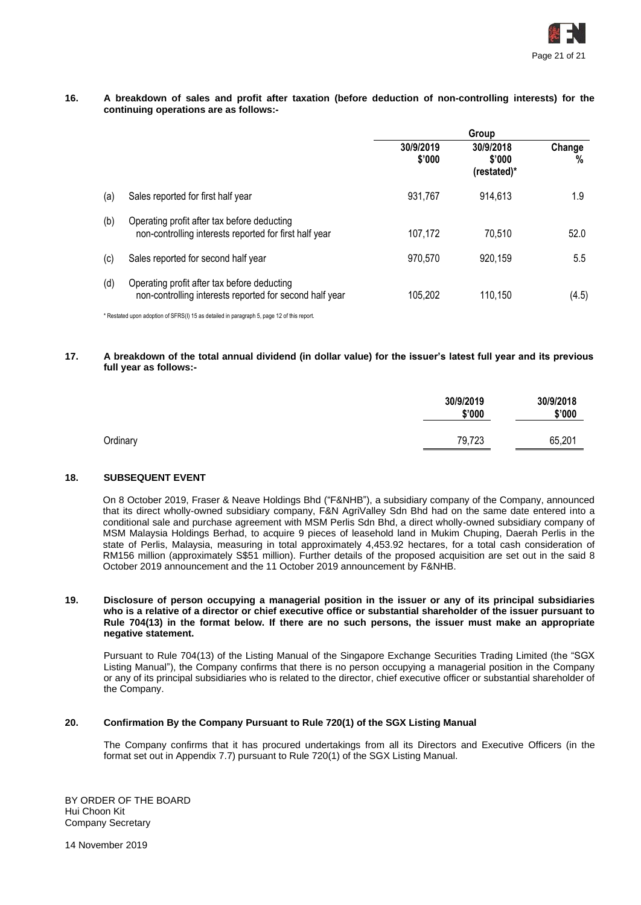**16. A breakdown of sales and profit after taxation (before deduction of non-controlling interests) for the continuing operations are as follows:-**

| | | Group | | |
|---|---|---|---|---|
| | | 30/9/2019 $'000 | 30/9/2018 $'000 (restated)* | Change % |
| (a) | Sales reported for first half year | 931,767 | 914,613 | 1.9 |
| (b) | Operating profit after tax before deducting non-controlling interests reported for first half year | 107,172 | 70,510 | 52.0 |
| (c) | Sales reported for second half year | 970,570 | 920,159 | 5.5 |
| (d) | Operating profit after tax before deducting non-controlling interests reported for second half year | 105,202 | 110,150 | (4.5) |

\* Restated upon adoption of SFRS(I) 15 as detailed in paragraph 5, page 12 of this report.

**17. A breakdown of the total annual dividend (in dollar value) for the issuer's latest full year and its previous full year as follows:-**

| | 30/9/2019 $'000 | 30/9/2018 $'000 |
|---|---|---|
| Ordinary | 79,723 | 65,201 |

**18. SUBSEQUENT EVENT**

On 8 October 2019, Fraser & Neave Holdings Bhd ("F&NHB"), a subsidiary company of the Company, announced that its direct wholly-owned subsidiary company, F&N AgriValley Sdn Bhd had on the same date entered into a conditional sale and purchase agreement with MSM Perlis Sdn Bhd, a direct wholly-owned subsidiary company of MSM Malaysia Holdings Berhad, to acquire 9 pieces of leasehold land in Mukim Chuping, Daerah Perlis in the state of Perlis, Malaysia, measuring in total approximately 4,453.92 hectares, for a total cash consideration of RM156 million (approximately S$51 million). Further details of the proposed acquisition are set out in the said 8 October 2019 announcement and the 11 October 2019 announcement by F&NHB.

**19. Disclosure of person occupying a managerial position in the issuer or any of its principal subsidiaries who is a relative of a director or chief executive office or substantial shareholder of the issuer pursuant to Rule 704(13) in the format below. If there are no such persons, the issuer must make an appropriate negative statement.**

Pursuant to Rule 704(13) of the Listing Manual of the Singapore Exchange Securities Trading Limited (the "SGX Listing Manual"), the Company confirms that there is no person occupying a managerial position in the Company or any of its principal subsidiaries who is related to the director, chief executive officer or substantial shareholder of the Company.

**20. Confirmation By the Company Pursuant to Rule 720(1) of the SGX Listing Manual**

The Company confirms that it has procured undertakings from all its Directors and Executive Officers (in the format set out in Appendix 7.7) pursuant to Rule 720(1) of the SGX Listing Manual.

BY ORDER OF THE BOARD
Hui Choon Kit
Company Secretary

14 November 2019